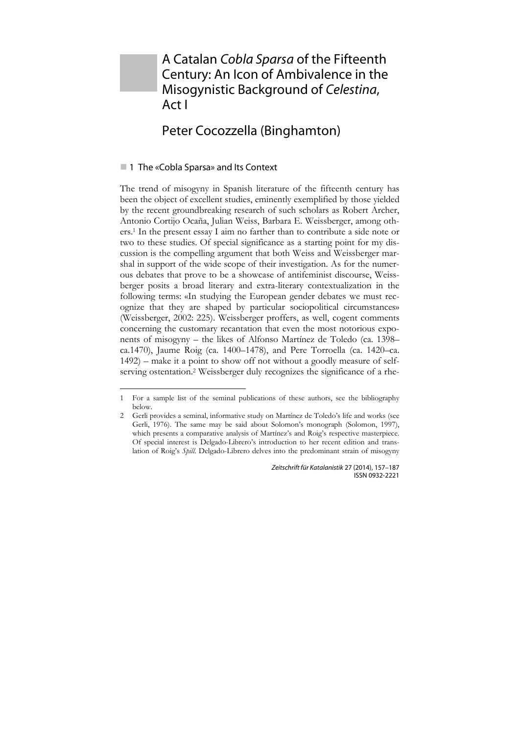# A Catalan *Cobla Sparsa* of the Fifteenth Century: An Icon of Ambivalence in the Misogynistic Background of *Celestina*, Act I

## Peter Cocozzella (Binghamton)

### 1 The «Cobla Sparsa» and Its Context

The trend of misogyny in Spanish literature of the fifteenth century has been the object of excellent studies, eminently exemplified by those yielded by the recent groundbreaking research of such scholars as Robert Archer, Antonio Cortijo Ocaña, Julian Weiss, Barbara E. Weissberger, among others.[1] In the present essay I aim no farther than to contribute a side note or two to these studies. Of special significance as a starting point for my discussion is the compelling argument that both Weiss and Weissberger marshal in support of the wide scope of their investigation. As for the numerous debates that prove to be a showcase of antifeminist discourse, Weissberger posits a broad literary and extra-literary contextualization in the following terms: «In studying the European gender debates we must recognize that they are shaped by particular sociopolitical circumstances» (Weissberger, 2002: 225). Weissberger proffers, as well, cogent comments concerning the customary recantation that even the most notorious exponents of misogyny – the likes of Alfonso Martínez de Toledo (ca. 1398–ca.1470), Jaume Roig (ca. 1400–1478), and Pere Torroella (ca. 1420–ca. 1492) – make it a point to show off not without a goodly measure of self-serving ostentation.[2] Weissberger duly recognizes the significance of a rhe-

---

1 For a sample list of the seminal publications of these authors, see the bibliography below.

2 Gerli provides a seminal, informative study on Martínez de Toledo's life and works (see Gerli, 1976). The same may be said about Solomon's monograph (Solomon, 1997), which presents a comparative analysis of Martínez's and Roig's respective masterpiece. Of special interest is Delgado-Librero's introduction to her recent edition and translation of Roig's *Spill*. Delgado-Librero delves into the predominant strain of misogyny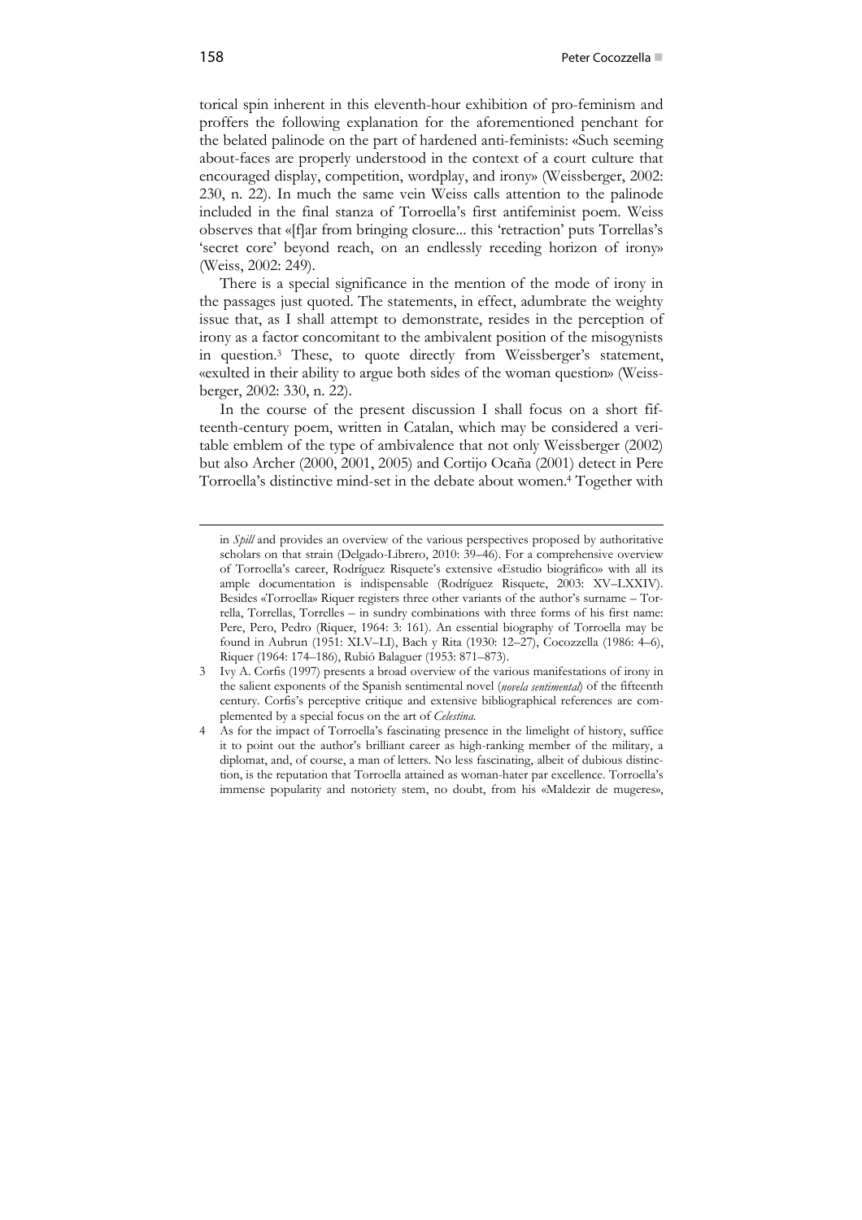torical spin inherent in this eleventh-hour exhibition of pro-feminism and proffers the following explanation for the aforementioned penchant for the belated palinode on the part of hardened anti-feminists: «Such seeming about-faces are properly understood in the context of a court culture that encouraged display, competition, wordplay, and irony» (Weissberger, 2002: 230, n. 22). In much the same vein Weiss calls attention to the palinode included in the final stanza of Torroella's first antifeminist poem. Weiss observes that «[f]ar from bringing closure... this 'retraction' puts Torrellas's 'secret core' beyond reach, on an endlessly receding horizon of irony» (Weiss, 2002: 249).

There is a special significance in the mention of the mode of irony in the passages just quoted. The statements, in effect, adumbrate the weighty issue that, as I shall attempt to demonstrate, resides in the perception of irony as a factor concomitant to the ambivalent position of the misogynists in question.[3] These, to quote directly from Weissberger's statement, «exulted in their ability to argue both sides of the woman question» (Weissberger, 2002: 330, n. 22).

In the course of the present discussion I shall focus on a short fifteenth-century poem, written in Catalan, which may be considered a veritable emblem of the type of ambivalence that not only Weissberger (2002) but also Archer (2000, 2001, 2005) and Cortijo Ocaña (2001) detect in Pere Torroella's distinctive mind-set in the debate about women.[4] Together with

---

in *Spill* and provides an overview of the various perspectives proposed by authoritative scholars on that strain (Delgado-Librero, 2010: 39–46). For a comprehensive overview of Torroella's career, Rodríguez Risquete's extensive «Estudio biográfico» with all its ample documentation is indispensable (Rodríguez Risquete, 2003: XV–LXXIV). Besides «Torroella» Riquer registers three other variants of the author's surname – Torrella, Torrellas, Torrelles – in sundry combinations with three forms of his first name: Pere, Pero, Pedro (Riquer, 1964: 3: 161). An essential biography of Torroella may be found in Aubrun (1951: XLV–LI), Bach y Rita (1930: 12–27), Cocozzella (1986: 4–6), Riquer (1964: 174–186), Rubió Balaguer (1953: 871–873).

3 Ivy A. Corfis (1997) presents a broad overview of the various manifestations of irony in the salient exponents of the Spanish sentimental novel (*novela sentimental*) of the fifteenth century. Corfis's perceptive critique and extensive bibliographical references are complemented by a special focus on the art of *Celestina*.

4 As for the impact of Torroella's fascinating presence in the limelight of history, suffice it to point out the author's brilliant career as high-ranking member of the military, a diplomat, and, of course, a man of letters. No less fascinating, albeit of dubious distinction, is the reputation that Torroella attained as woman-hater par excellence. Torroella's immense popularity and notoriety stem, no doubt, from his «Maldezir de mugeres»,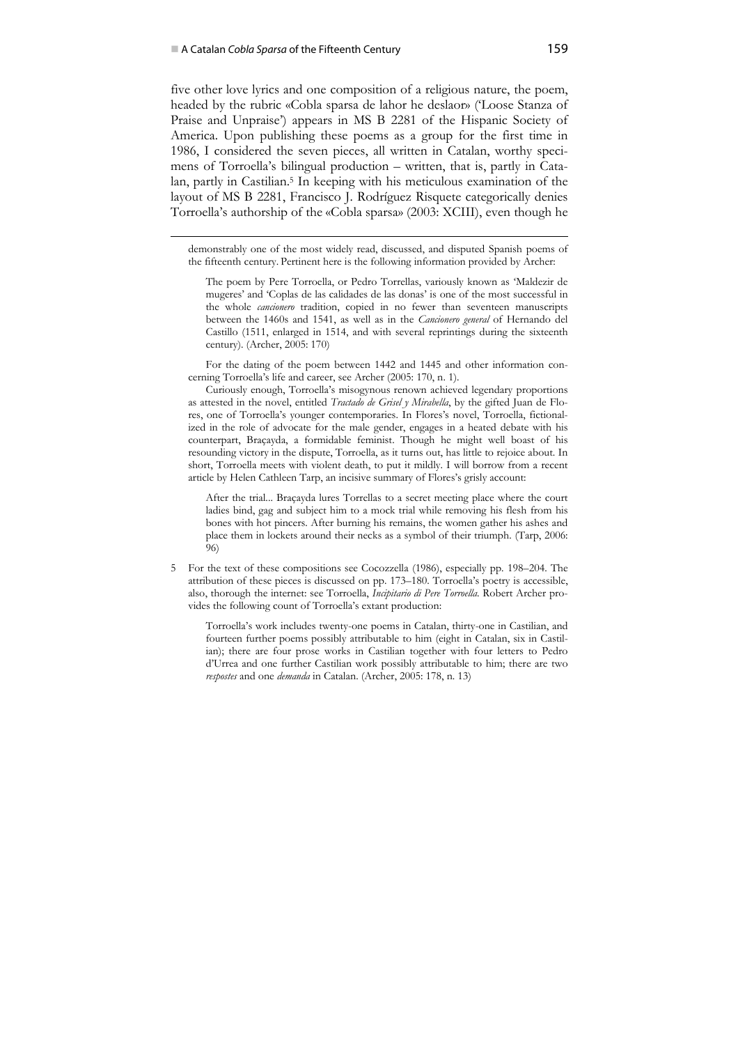five other love lyrics and one composition of a religious nature, the poem, headed by the rubric «Cobla sparsa de lahor he deslaor» ('Loose Stanza of Praise and Unpraise') appears in MS B 2281 of the Hispanic Society of America. Upon publishing these poems as a group for the first time in 1986, I considered the seven pieces, all written in Catalan, worthy specimens of Torroella's bilingual production – written, that is, partly in Catalan, partly in Castilian.[5] In keeping with his meticulous examination of the layout of MS B 2281, Francisco J. Rodríguez Risquete categorically denies Torroella's authorship of the «Cobla sparsa» (2003: XCIII), even though he

---

demonstrably one of the most widely read, discussed, and disputed Spanish poems of the fifteenth century. Pertinent here is the following information provided by Archer:

> The poem by Pere Torroella, or Pedro Torrellas, variously known as 'Maldezir de mugeres' and 'Coplas de las calidades de las donas' is one of the most successful in the whole *cancionero* tradition, copied in no fewer than seventeen manuscripts between the 1460s and 1541, as well as in the *Cancionero general* of Hernando del Castillo (1511, enlarged in 1514, and with several reprintings during the sixteenth century). (Archer, 2005: 170)

For the dating of the poem between 1442 and 1445 and other information concerning Torroella's life and career, see Archer (2005: 170, n. 1).

Curiously enough, Torroella's misogynous renown achieved legendary proportions as attested in the novel, entitled *Tractado de Grisel y Mirabella*, by the gifted Juan de Flores, one of Torroella's younger contemporaries. In Flores's novel, Torroella, fictionalized in the role of advocate for the male gender, engages in a heated debate with his counterpart, Braçayda, a formidable feminist. Though he might well boast of his resounding victory in the dispute, Torroella, as it turns out, has little to rejoice about. In short, Torroella meets with violent death, to put it mildly. I will borrow from a recent article by Helen Cathleen Tarp, an incisive summary of Flores's grisly account:

> After the trial... Braçayda lures Torrellas to a secret meeting place where the court ladies bind, gag and subject him to a mock trial while removing his flesh from his bones with hot pincers. After burning his remains, the women gather his ashes and place them in lockets around their necks as a symbol of their triumph. (Tarp, 2006: 96)

5 For the text of these compositions see Cocozzella (1986), especially pp. 198–204. The attribution of these pieces is discussed on pp. 173–180. Torroella's poetry is accessible, also, thorough the internet: see Torroella, *Incipitario di Pere Torroella*. Robert Archer provides the following count of Torroella's extant production:

> Torroella's work includes twenty-one poems in Catalan, thirty-one in Castilian, and fourteen further poems possibly attributable to him (eight in Catalan, six in Castilian); there are four prose works in Castilian together with four letters to Pedro d'Urrea and one further Castilian work possibly attributable to him; there are two *respostes* and one *demanda* in Catalan. (Archer, 2005: 178, n. 13)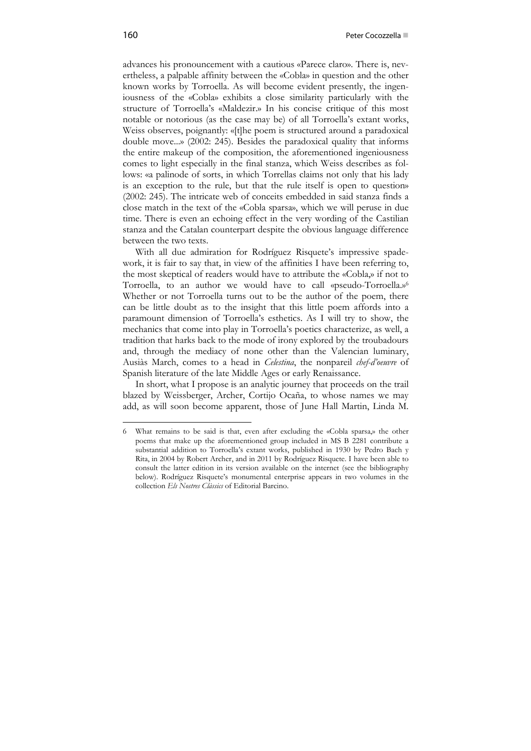advances his pronouncement with a cautious «Parece claro». There is, nevertheless, a palpable affinity between the «Cobla» in question and the other known works by Torroella. As will become evident presently, the ingeniousness of the «Cobla» exhibits a close similarity particularly with the structure of Torroella's «Maldezir.» In his concise critique of this most notable or notorious (as the case may be) of all Torroella's extant works, Weiss observes, poignantly: «[t]he poem is structured around a paradoxical double move...» (2002: 245). Besides the paradoxical quality that informs the entire makeup of the composition, the aforementioned ingeniousness comes to light especially in the final stanza, which Weiss describes as follows: «a palinode of sorts, in which Torrellas claims not only that his lady is an exception to the rule, but that the rule itself is open to question» (2002: 245). The intricate web of conceits embedded in said stanza finds a close match in the text of the «Cobla sparsa», which we will peruse in due time. There is even an echoing effect in the very wording of the Castilian stanza and the Catalan counterpart despite the obvious language difference between the two texts.

With all due admiration for Rodríguez Risquete's impressive spadework, it is fair to say that, in view of the affinities I have been referring to, the most skeptical of readers would have to attribute the «Cobla,» if not to Torroella, to an author we would have to call «pseudo-Torroella.»[6] Whether or not Torroella turns out to be the author of the poem, there can be little doubt as to the insight that this little poem affords into a paramount dimension of Torroella's esthetics. As I will try to show, the mechanics that come into play in Torroella's poetics characterize, as well, a tradition that harks back to the mode of irony explored by the troubadours and, through the mediacy of none other than the Valencian luminary, Ausiàs March, comes to a head in *Celestina*, the nonpareil *chef-d'oeuvre* of Spanish literature of the late Middle Ages or early Renaissance.

In short, what I propose is an analytic journey that proceeds on the trail blazed by Weissberger, Archer, Cortijo Ocaña, to whose names we may add, as will soon become apparent, those of June Hall Martin, Linda M.

---

6 What remains to be said is that, even after excluding the «Cobla sparsa,» the other poems that make up the aforementioned group included in MS B 2281 contribute a substantial addition to Torroella's extant works, published in 1930 by Pedro Bach y Rita, in 2004 by Robert Archer, and in 2011 by Rodríguez Risquete. I have been able to consult the latter edition in its version available on the internet (see the bibliography below). Rodríguez Risquete's monumental enterprise appears in two volumes in the collection *Els Nostres Clàssics* of Editorial Barcino.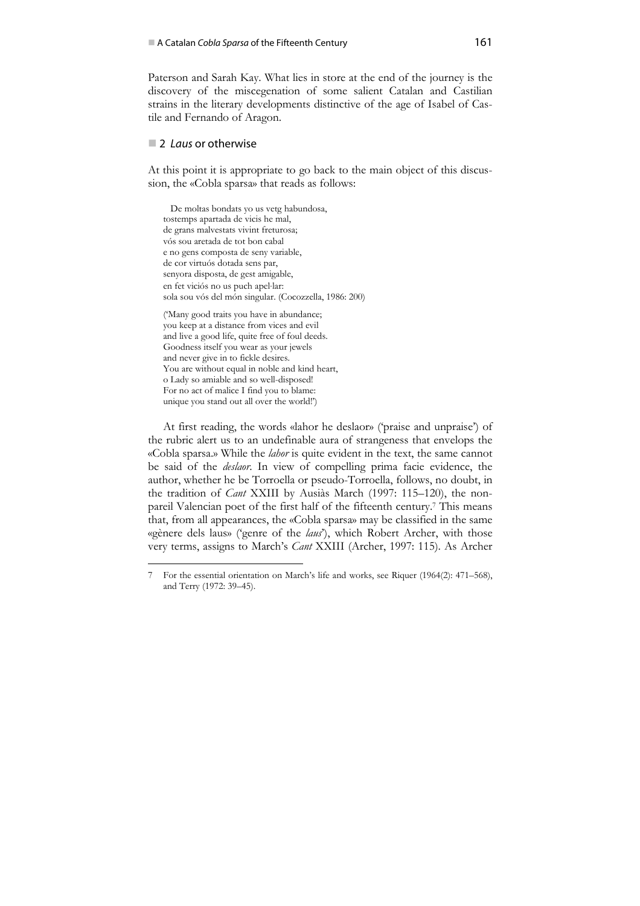Paterson and Sarah Kay. What lies in store at the end of the journey is the discovery of the miscegenation of some salient Catalan and Castilian strains in the literary developments distinctive of the age of Isabel of Castile and Fernando of Aragon.

## 2 *Laus* or otherwise

At this point it is appropriate to go back to the main object of this discussion, the «Cobla sparsa» that reads as follows:

> De moltas bondats yo us vetg habundosa,
> tostemps apartada de vicis he mal,
> de grans malvestats vivint freturosa;
> vós sou aretada de tot bon cabal
> e no gens composta de seny variable,
> de cor virtuós dotada sens par,
> senyora disposta, de gest amigable,
> en fet viciós no us puch apel·lar:
> sola sou vós del món singular. (Cocozzella, 1986: 200)

> ('Many good traits you have in abundance;
> you keep at a distance from vices and evil
> and live a good life, quite free of foul deeds.
> Goodness itself you wear as your jewels
> and never give in to fickle desires.
> You are without equal in noble and kind heart,
> o Lady so amiable and so well-disposed!
> For no act of malice I find you to blame:
> unique you stand out all over the world!')

At first reading, the words «lahor he deslaor» ('praise and unpraise') of the rubric alert us to an undefinable aura of strangeness that envelops the «Cobla sparsa.» While the *lahor* is quite evident in the text, the same cannot be said of the *deslaor*. In view of compelling prima facie evidence, the author, whether he be Torroella or pseudo-Torroella, follows, no doubt, in the tradition of *Cant* XXIII by Ausiàs March (1997: 115–120), the non-pareil Valencian poet of the first half of the fifteenth century.[7] This means that, from all appearances, the «Cobla sparsa» may be classified in the same «gènere dels laus» ('genre of the *laus*'), which Robert Archer, with those very terms, assigns to March's *Cant* XXIII (Archer, 1997: 115). As Archer

---

7 For the essential orientation on March's life and works, see Riquer (1964(2): 471–568), and Terry (1972: 39–45).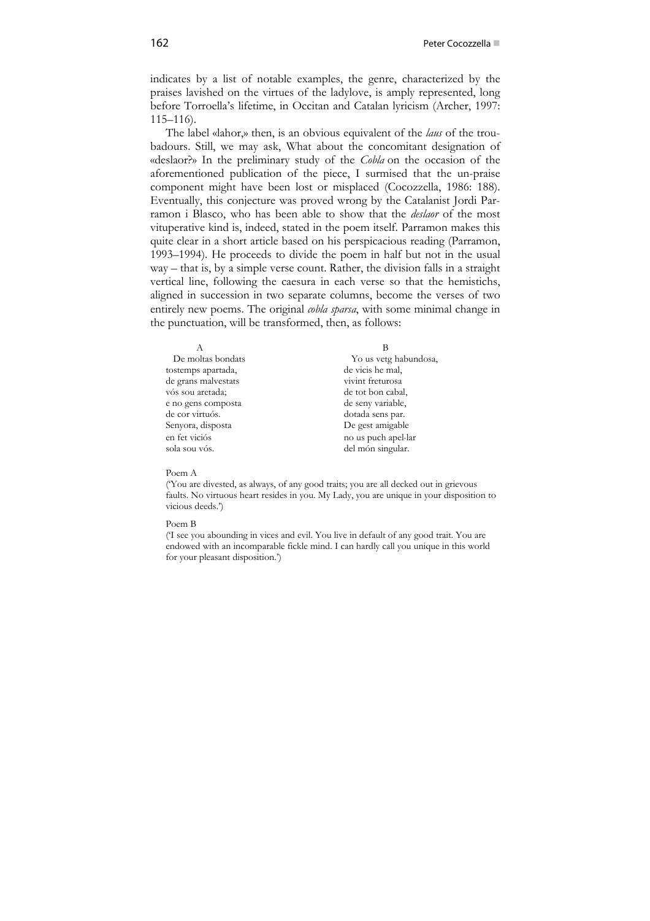indicates by a list of notable examples, the genre, characterized by the praises lavished on the virtues of the ladylove, is amply represented, long before Torroella's lifetime, in Occitan and Catalan lyricism (Archer, 1997: 115–116).

The label «lahor,» then, is an obvious equivalent of the *laus* of the troubadours. Still, we may ask, What about the concomitant designation of «deslaor?» In the preliminary study of the *Cobla* on the occasion of the aforementioned publication of the piece, I surmised that the un-praise component might have been lost or misplaced (Cocozzella, 1986: 188). Eventually, this conjecture was proved wrong by the Catalanist Jordi Parramon i Blasco, who has been able to show that the *deslaor* of the most vituperative kind is, indeed, stated in the poem itself. Parramon makes this quite clear in a short article based on his perspicacious reading (Parramon, 1993–1994). He proceeds to divide the poem in half but not in the usual way – that is, by a simple verse count. Rather, the division falls in a straight vertical line, following the caesura in each verse so that the hemistichs, aligned in succession in two separate columns, become the verses of two entirely new poems. The original *cobla sparsa*, with some minimal change in the punctuation, will be transformed, then, as follows:

| A | B |
|---|---|
| De moltas bondats | Yo us vetg habundosa, |
| tostemps apartada, | de vicis he mal, |
| de grans malvestats | vivint freturosa |
| vós sou aretada; | de tot bon cabal, |
| e no gens composta | de seny variable, |
| de cor virtuós. | dotada sens par. |
| Senyora, disposta | De gest amigable |
| en fet viciós | no us puch apel·lar |
| sola sou vós. | del món singular. |

Poem A

('You are divested, as always, of any good traits; you are all decked out in grievous faults. No virtuous heart resides in you. My Lady, you are unique in your disposition to vicious deeds.')

Poem B

('I see you abounding in vices and evil. You live in default of any good trait. You are endowed with an incomparable fickle mind. I can hardly call you unique in this world for your pleasant disposition.')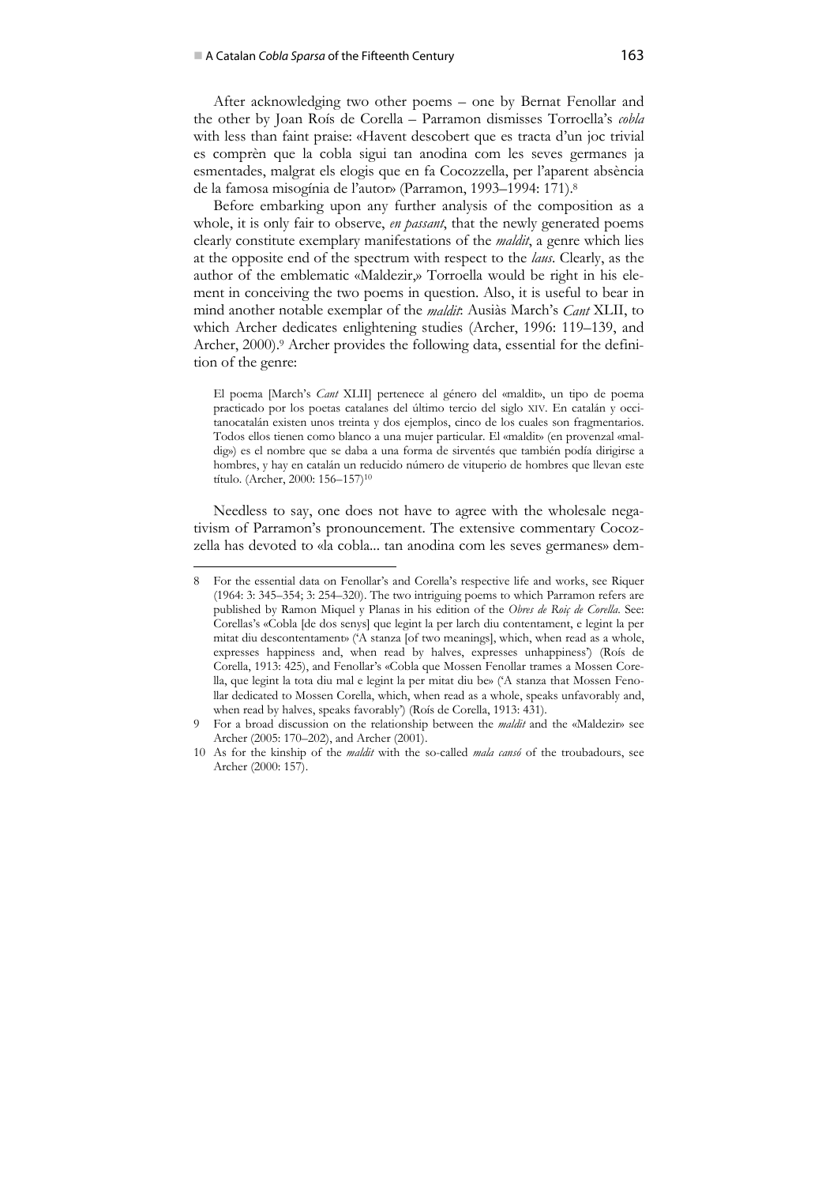After acknowledging two other poems – one by Bernat Fenollar and the other by Joan Roís de Corella – Parramon dismisses Torroella's *cobla* with less than faint praise: «Havent descobert que es tracta d'un joc trivial es comprèn que la cobla sigui tan anodina com les seves germanes ja esmentades, malgrat els elogis que en fa Cocozzella, per l'aparent absència de la famosa misogínia de l'autor» (Parramon, 1993–1994: 171).[8]

Before embarking upon any further analysis of the composition as a whole, it is only fair to observe, *en passant*, that the newly generated poems clearly constitute exemplary manifestations of the *maldit*, a genre which lies at the opposite end of the spectrum with respect to the *laus*. Clearly, as the author of the emblematic «Maldezir,» Torroella would be right in his element in conceiving the two poems in question. Also, it is useful to bear in mind another notable exemplar of the *maldit*: Ausiàs March's *Cant* XLII, to which Archer dedicates enlightening studies (Archer, 1996: 119–139, and Archer, 2000).[9] Archer provides the following data, essential for the definition of the genre:

> El poema [March's *Cant* XLII] pertenece al género del «maldit», un tipo de poema practicado por los poetas catalanes del último tercio del siglo XIV. En catalán y occitanocatalán existen unos treinta y dos ejemplos, cinco de los cuales son fragmentarios. Todos ellos tienen como blanco a una mujer particular. El «maldit» (en provenzal «maldig») es el nombre que se daba a una forma de sirventés que también podía dirigirse a hombres, y hay en catalán un reducido número de vituperio de hombres que llevan este título. (Archer, 2000: 156–157)[10]

Needless to say, one does not have to agree with the wholesale negativism of Parramon's pronouncement. The extensive commentary Cocozzella has devoted to «la cobla... tan anodina com les seves germanes» dem-

---

8 For the essential data on Fenollar's and Corella's respective life and works, see Riquer (1964: 3: 345–354; 3: 254–320). The two intriguing poems to which Parramon refers are published by Ramon Miquel y Planas in his edition of the *Obres de Roiç de Corella*. See: Corellas's «Cobla [de dos senys] que legint la per larch diu contentament, e legint la per mitat diu descontentament» ('A stanza [of two meanings], which, when read as a whole, expresses happiness and, when read by halves, expresses unhappiness') (Roís de Corella, 1913: 425), and Fenollar's «Cobla que Mossen Fenollar trames a Mossen Corella, que legint la tota diu mal e legint la per mitat diu be» ('A stanza that Mossen Fenollar dedicated to Mossen Corella, which, when read as a whole, speaks unfavorably and, when read by halves, speaks favorably') (Roís de Corella, 1913: 431).

9 For a broad discussion on the relationship between the *maldit* and the «Maldezir» see Archer (2005: 170–202), and Archer (2001).

10 As for the kinship of the *maldit* with the so-called *mala cansó* of the troubadours, see Archer (2000: 157).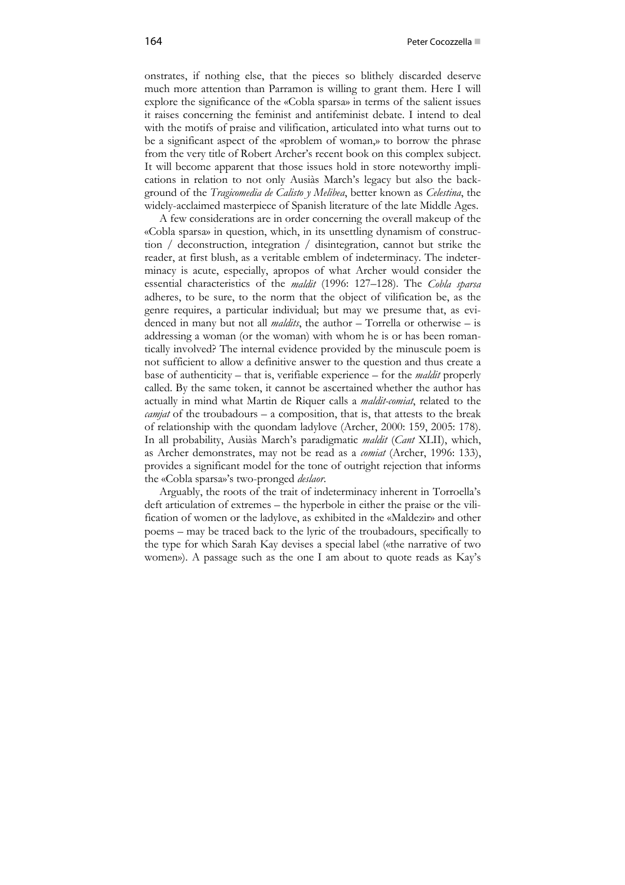onstrates, if nothing else, that the pieces so blithely discarded deserve much more attention than Parramon is willing to grant them. Here I will explore the significance of the «Cobla sparsa» in terms of the salient issues it raises concerning the feminist and antifeminist debate. I intend to deal with the motifs of praise and vilification, articulated into what turns out to be a significant aspect of the «problem of woman,» to borrow the phrase from the very title of Robert Archer's recent book on this complex subject. It will become apparent that those issues hold in store noteworthy implications in relation to not only Ausiàs March's legacy but also the background of the *Tragicomedia de Calisto y Melibea*, better known as *Celestina*, the widely-acclaimed masterpiece of Spanish literature of the late Middle Ages.

A few considerations are in order concerning the overall makeup of the «Cobla sparsa» in question, which, in its unsettling dynamism of construction / deconstruction, integration / disintegration, cannot but strike the reader, at first blush, as a veritable emblem of indeterminacy. The indeterminacy is acute, especially, apropos of what Archer would consider the essential characteristics of the *maldit* (1996: 127–128). The *Cobla sparsa* adheres, to be sure, to the norm that the object of vilification be, as the genre requires, a particular individual; but may we presume that, as evidenced in many but not all *maldits*, the author – Torrella or otherwise – is addressing a woman (or the woman) with whom he is or has been romantically involved? The internal evidence provided by the minuscule poem is not sufficient to allow a definitive answer to the question and thus create a base of authenticity – that is, verifiable experience – for the *maldit* properly called. By the same token, it cannot be ascertained whether the author has actually in mind what Martin de Riquer calls a *maldit-comiat*, related to the *camjat* of the troubadours – a composition, that is, that attests to the break of relationship with the quondam ladylove (Archer, 2000: 159, 2005: 178). In all probability, Ausiàs March's paradigmatic *maldit* (*Cant* XLII), which, as Archer demonstrates, may not be read as a *comiat* (Archer, 1996: 133), provides a significant model for the tone of outright rejection that informs the «Cobla sparsa»'s two-pronged *deslaor*.

Arguably, the roots of the trait of indeterminacy inherent in Torroella's deft articulation of extremes – the hyperbole in either the praise or the vilification of women or the ladylove, as exhibited in the «Maldezir» and other poems – may be traced back to the lyric of the troubadours, specifically to the type for which Sarah Kay devises a special label («the narrative of two women»). A passage such as the one I am about to quote reads as Kay's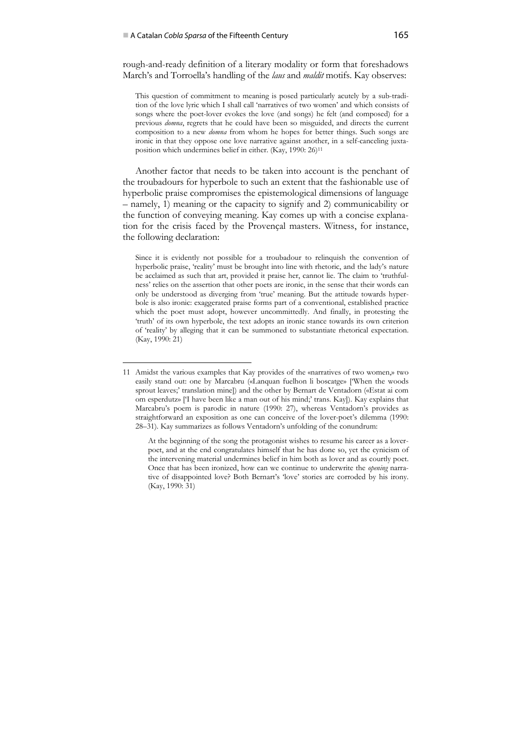rough-and-ready definition of a literary modality or form that foreshadows March's and Torroella's handling of the *laus* and *maldit* motifs. Kay observes:

> This question of commitment to meaning is posed particularly acutely by a sub-tradition of the love lyric which I shall call 'narratives of two women' and which consists of songs where the poet-lover evokes the love (and songs) he felt (and composed) for a previous *domna*, regrets that he could have been so misguided, and directs the current composition to a new *domna* from whom he hopes for better things. Such songs are ironic in that they oppose one love narrative against another, in a self-canceling juxtaposition which undermines belief in either. (Kay, 1990: 26)[11]

Another factor that needs to be taken into account is the penchant of the troubadours for hyperbole to such an extent that the fashionable use of hyperbolic praise compromises the epistemological dimensions of language – namely, 1) meaning or the capacity to signify and 2) communicability or the function of conveying meaning. Kay comes up with a concise explanation for the crisis faced by the Provençal masters. Witness, for instance, the following declaration:

> Since it is evidently not possible for a troubadour to relinquish the convention of hyperbolic praise, 'reality' must be brought into line with rhetoric, and the lady's nature be acclaimed as such that art, provided it praise her, cannot lie. The claim to 'truthfulness' relies on the assertion that other poets are ironic, in the sense that their words can only be understood as diverging from 'true' meaning. But the attitude towards hyperbole is also ironic: exaggerated praise forms part of a conventional, established practice which the poet must adopt, however uncommittedly. And finally, in protesting the 'truth' of its own hyperbole, the text adopts an ironic stance towards its own criterion of 'reality' by alleging that it can be summoned to substantiate rhetorical expectation. (Kay, 1990: 21)

---

11 Amidst the various examples that Kay provides of the «narratives of two women,» two easily stand out: one by Marcabru («Lanquan fuelhon li boscatge» ['When the woods sprout leaves;' translation mine]) and the other by Bernart de Ventadorn («Estat ai com om esperdutz» ['I have been like a man out of his mind;' trans. Kay]). Kay explains that Marcabru's poem is parodic in nature (1990: 27), whereas Ventadorn's provides as straightforward an exposition as one can conceive of the lover-poet's dilemma (1990: 28–31). Kay summarizes as follows Ventadorn's unfolding of the conundrum:

> At the beginning of the song the protagonist wishes to resume his career as a lover-poet, and at the end congratulates himself that he has done so, yet the cynicism of the intervening material undermines belief in him both as lover and as courtly poet. Once that has been ironized, how can we continue to underwrite the *opening* narrative of disappointed love? Both Bernart's 'love' stories are corroded by his irony. (Kay, 1990: 31)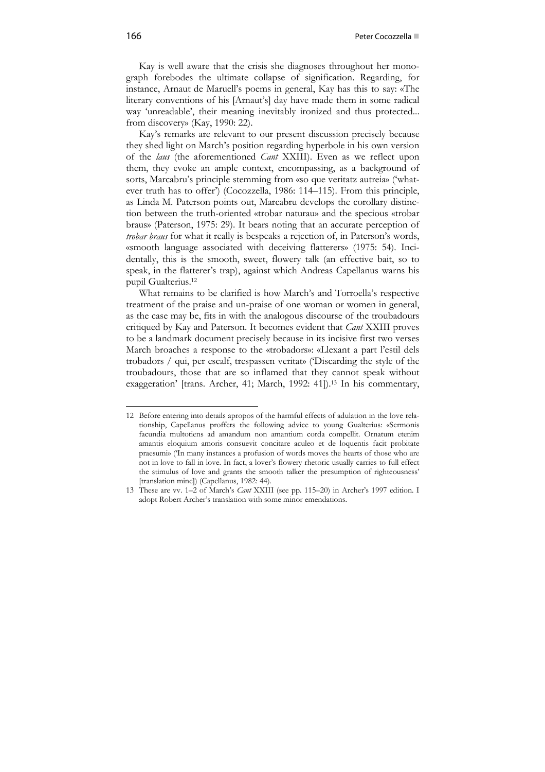Kay is well aware that the crisis she diagnoses throughout her monograph forebodes the ultimate collapse of signification. Regarding, for instance, Arnaut de Maruell's poems in general, Kay has this to say: «The literary conventions of his [Arnaut's] day have made them in some radical way 'unreadable', their meaning inevitably ironized and thus protected... from discovery» (Kay, 1990: 22).

Kay's remarks are relevant to our present discussion precisely because they shed light on March's position regarding hyperbole in his own version of the *laus* (the aforementioned *Cant* XXIII). Even as we reflect upon them, they evoke an ample context, encompassing, as a background of sorts, Marcabru's principle stemming from «so que veritatz autreia» ('whatever truth has to offer') (Cocozzella, 1986: 114–115). From this principle, as Linda M. Paterson points out, Marcabru develops the corollary distinction between the truth-oriented «trobar naturau» and the specious «trobar braus» (Paterson, 1975: 29). It bears noting that an accurate perception of *trobar braus* for what it really is bespeaks a rejection of, in Paterson's words, «smooth language associated with deceiving flatterers» (1975: 54). Incidentally, this is the smooth, sweet, flowery talk (an effective bait, so to speak, in the flatterer's trap), against which Andreas Capellanus warns his pupil Gualterius.[12]

What remains to be clarified is how March's and Torroella's respective treatment of the praise and un-praise of one woman or women in general, as the case may be, fits in with the analogous discourse of the troubadours critiqued by Kay and Paterson. It becomes evident that *Cant* XXIII proves to be a landmark document precisely because in its incisive first two verses March broaches a response to the «trobadors»: «Llexant a part l'estil dels trobadors / qui, per escalf, trespassen veritat» ('Discarding the style of the troubadours, those that are so inflamed that they cannot speak without exaggeration' [trans. Archer, 41; March, 1992: 41]).[13] In his commentary,

---

12 Before entering into details apropos of the harmful effects of adulation in the love relationship, Capellanus proffers the following advice to young Gualterius: «Sermonis facundia multotiens ad amandum non amantium corda compellit. Ornatum etenim amantis eloquium amoris consuevit concitare aculeo et de loquentis facit probitate praesumi» ('In many instances a profusion of words moves the hearts of those who are not in love to fall in love. In fact, a lover's flowery rhetoric usually carries to full effect the stimulus of love and grants the smooth talker the presumption of righteousness' [translation mine]) (Capellanus, 1982: 44).

13 These are vv. 1–2 of March's *Cant* XXIII (see pp. 115–20) in Archer's 1997 edition. I adopt Robert Archer's translation with some minor emendations.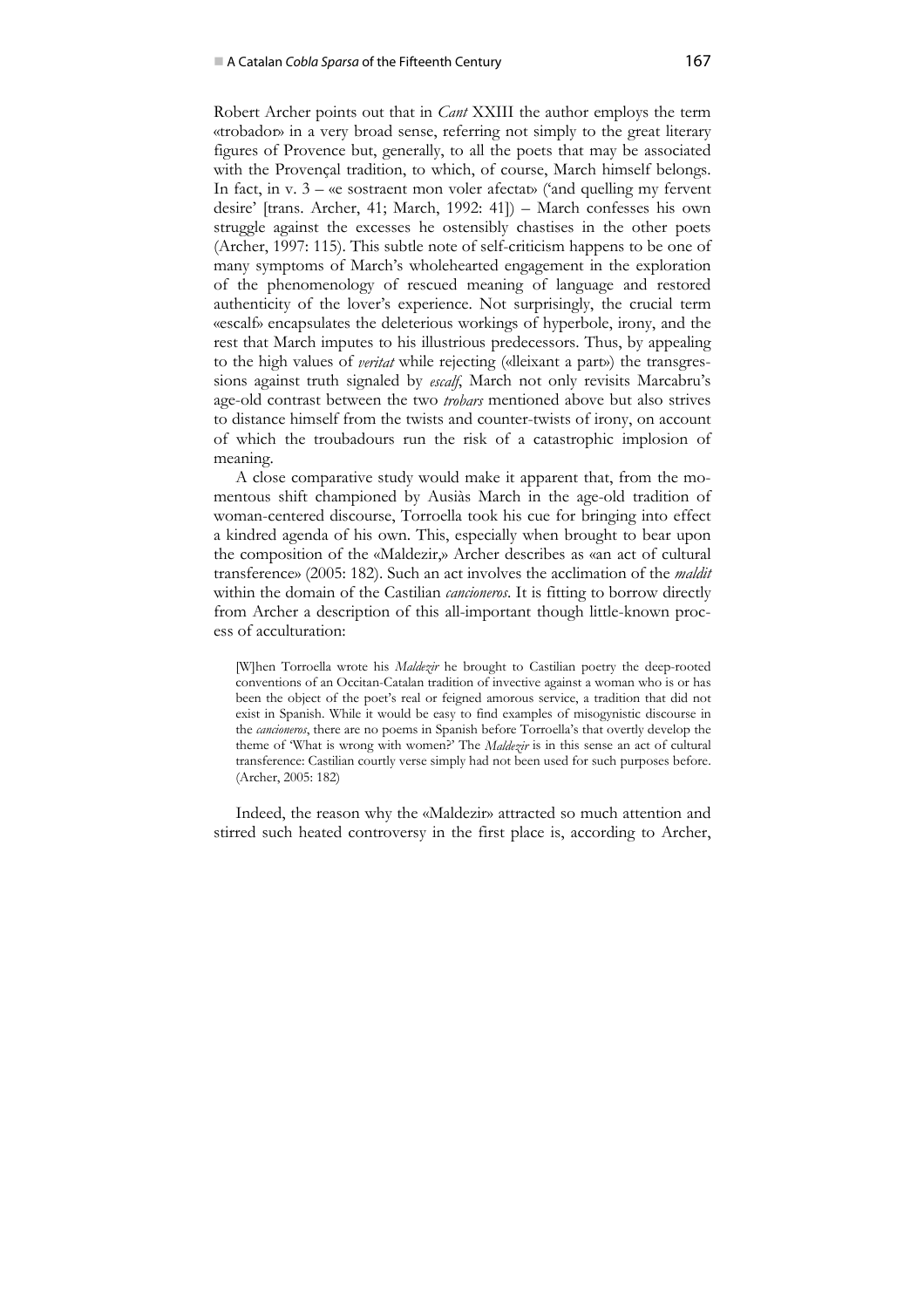Robert Archer points out that in *Cant* XXIII the author employs the term «trobador» in a very broad sense, referring not simply to the great literary figures of Provence but, generally, to all the poets that may be associated with the Provençal tradition, to which, of course, March himself belongs. In fact, in v. 3 – «e sostraent mon voler afectat» ('and quelling my fervent desire' [trans. Archer, 41; March, 1992: 41]) – March confesses his own struggle against the excesses he ostensibly chastises in the other poets (Archer, 1997: 115). This subtle note of self-criticism happens to be one of many symptoms of March's wholehearted engagement in the exploration of the phenomenology of rescued meaning of language and restored authenticity of the lover's experience. Not surprisingly, the crucial term «escalf» encapsulates the deleterious workings of hyperbole, irony, and the rest that March imputes to his illustrious predecessors. Thus, by appealing to the high values of *veritat* while rejecting («lleixant a part») the transgressions against truth signaled by *escalf*, March not only revisits Marcabru's age-old contrast between the two *trobars* mentioned above but also strives to distance himself from the twists and counter-twists of irony, on account of which the troubadours run the risk of a catastrophic implosion of meaning.

A close comparative study would make it apparent that, from the momentous shift championed by Ausiàs March in the age-old tradition of woman-centered discourse, Torroella took his cue for bringing into effect a kindred agenda of his own. This, especially when brought to bear upon the composition of the «Maldezir,» Archer describes as «an act of cultural transference» (2005: 182). Such an act involves the acclimation of the *maldit* within the domain of the Castilian *cancioneros*. It is fitting to borrow directly from Archer a description of this all-important though little-known process of acculturation:

> [W]hen Torroella wrote his *Maldezir* he brought to Castilian poetry the deep-rooted conventions of an Occitan-Catalan tradition of invective against a woman who is or has been the object of the poet's real or feigned amorous service, a tradition that did not exist in Spanish. While it would be easy to find examples of misogynistic discourse in the *cancioneros*, there are no poems in Spanish before Torroella's that overtly develop the theme of 'What is wrong with women?' The *Maldezir* is in this sense an act of cultural transference: Castilian courtly verse simply had not been used for such purposes before. (Archer, 2005: 182)

Indeed, the reason why the «Maldezir» attracted so much attention and stirred such heated controversy in the first place is, according to Archer,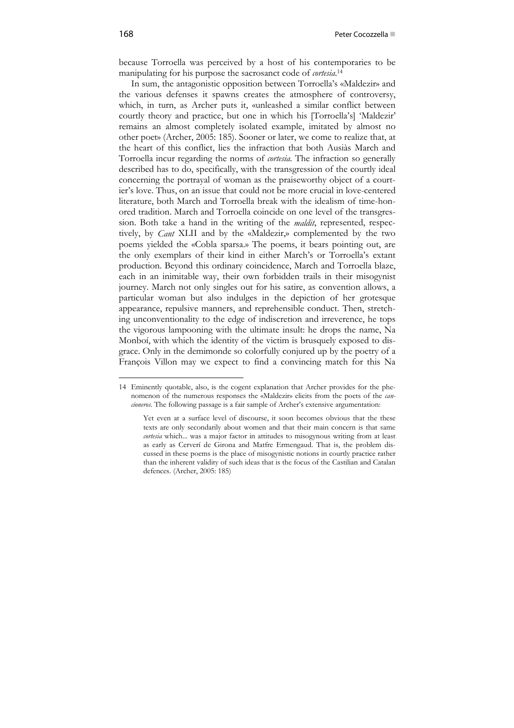because Torroella was perceived by a host of his contemporaries to be manipulating for his purpose the sacrosanct code of *cortesia*.[14]

In sum, the antagonistic opposition between Torroella's «Maldezir» and the various defenses it spawns creates the atmosphere of controversy, which, in turn, as Archer puts it, «unleashed a similar conflict between courtly theory and practice, but one in which his [Torroella's] 'Maldezir' remains an almost completely isolated example, imitated by almost no other poet» (Archer, 2005: 185). Sooner or later, we come to realize that, at the heart of this conflict, lies the infraction that both Ausiàs March and Torroella incur regarding the norms of *cortesia*. The infraction so generally described has to do, specifically, with the transgression of the courtly ideal concerning the portrayal of woman as the praiseworthy object of a courtier's love. Thus, on an issue that could not be more crucial in love-centered literature, both March and Torroella break with the idealism of time-honored tradition. March and Torroella coincide on one level of the transgression. Both take a hand in the writing of the *maldit*, represented, respectively, by *Cant* XLII and by the «Maldezir,» complemented by the two poems yielded the «Cobla sparsa.» The poems, it bears pointing out, are the only exemplars of their kind in either March's or Torroella's extant production. Beyond this ordinary coincidence, March and Torroella blaze, each in an inimitable way, their own forbidden trails in their misogynist journey. March not only singles out for his satire, as convention allows, a particular woman but also indulges in the depiction of her grotesque appearance, repulsive manners, and reprehensible conduct. Then, stretching unconventionality to the edge of indiscretion and irreverence, he tops the vigorous lampooning with the ultimate insult: he drops the name, Na Monboí, with which the identity of the victim is brusquely exposed to disgrace. Only in the demimonde so colorfully conjured up by the poetry of a François Villon may we expect to find a convincing match for this Na

---

14 Eminently quotable, also, is the cogent explanation that Archer provides for the phenomenon of the numerous responses the «Maldezir» elicits from the poets of the *cancioneros*. The following passage is a fair sample of Archer's extensive argumentation:

> Yet even at a surface level of discourse, it soon becomes obvious that the these texts are only secondarily about women and that their main concern is that same *cortesia* which... was a major factor in attitudes to misogynous writing from at least as early as Cerverí de Girona and Matfre Ermengaud. That is, the problem discussed in these poems is the place of misogynistic notions in courtly practice rather than the inherent validity of such ideas that is the focus of the Castilian and Catalan defences. (Archer, 2005: 185)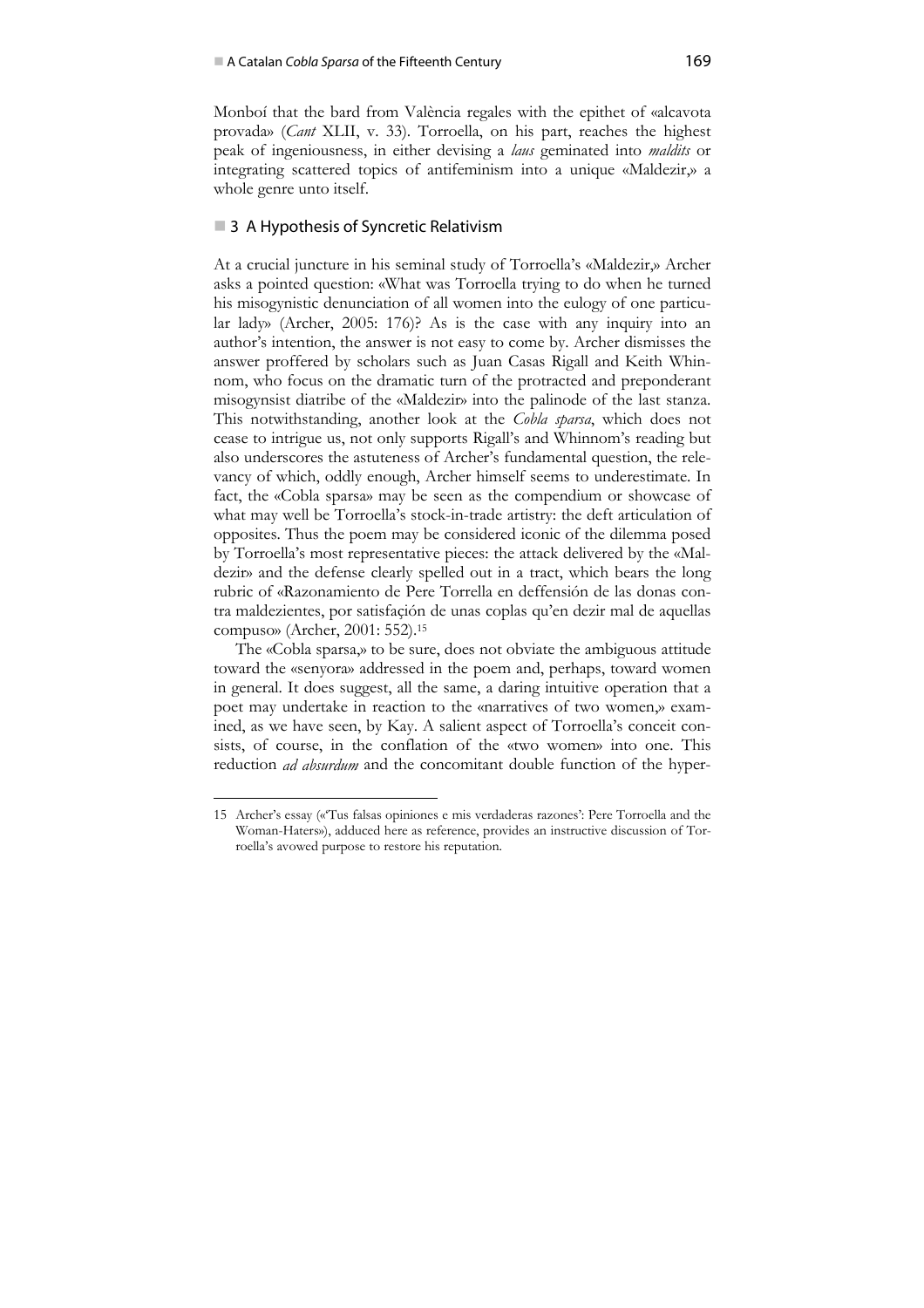Monboí that the bard from València regales with the epithet of «alcavota provada» (*Cant* XLII, v. 33). Torroella, on his part, reaches the highest peak of ingeniousness, in either devising a *laus* geminated into *maldits* or integrating scattered topics of antifeminism into a unique «Maldezir,» a whole genre unto itself.

## 3 A Hypothesis of Syncretic Relativism

At a crucial juncture in his seminal study of Torroella's «Maldezir,» Archer asks a pointed question: «What was Torroella trying to do when he turned his misogynistic denunciation of all women into the eulogy of one particular lady» (Archer, 2005: 176)? As is the case with any inquiry into an author's intention, the answer is not easy to come by. Archer dismisses the answer proffered by scholars such as Juan Casas Rigall and Keith Whinnom, who focus on the dramatic turn of the protracted and preponderant misogynsist diatribe of the «Maldezir» into the palinode of the last stanza. This notwithstanding, another look at the *Cobla sparsa*, which does not cease to intrigue us, not only supports Rigall's and Whinnom's reading but also underscores the astuteness of Archer's fundamental question, the relevancy of which, oddly enough, Archer himself seems to underestimate. In fact, the «Cobla sparsa» may be seen as the compendium or showcase of what may well be Torroella's stock-in-trade artistry: the deft articulation of opposites. Thus the poem may be considered iconic of the dilemma posed by Torroella's most representative pieces: the attack delivered by the «Maldezir» and the defense clearly spelled out in a tract, which bears the long rubric of «Razonamiento de Pere Torrella en deffensión de las donas contra maldezientes, por satisfaçión de unas coplas qu'en dezir mal de aquellas compuso» (Archer, 2001: 552).[15]

The «Cobla sparsa,» to be sure, does not obviate the ambiguous attitude toward the «senyora» addressed in the poem and, perhaps, toward women in general. It does suggest, all the same, a daring intuitive operation that a poet may undertake in reaction to the «narratives of two women,» examined, as we have seen, by Kay. A salient aspect of Torroella's conceit consists, of course, in the conflation of the «two women» into one. This reduction *ad absurdum* and the concomitant double function of the hyper-

---

15 Archer's essay («'Tus falsas opiniones e mis verdaderas razones': Pere Torroella and the Woman-Haters»), adduced here as reference, provides an instructive discussion of Torroella's avowed purpose to restore his reputation.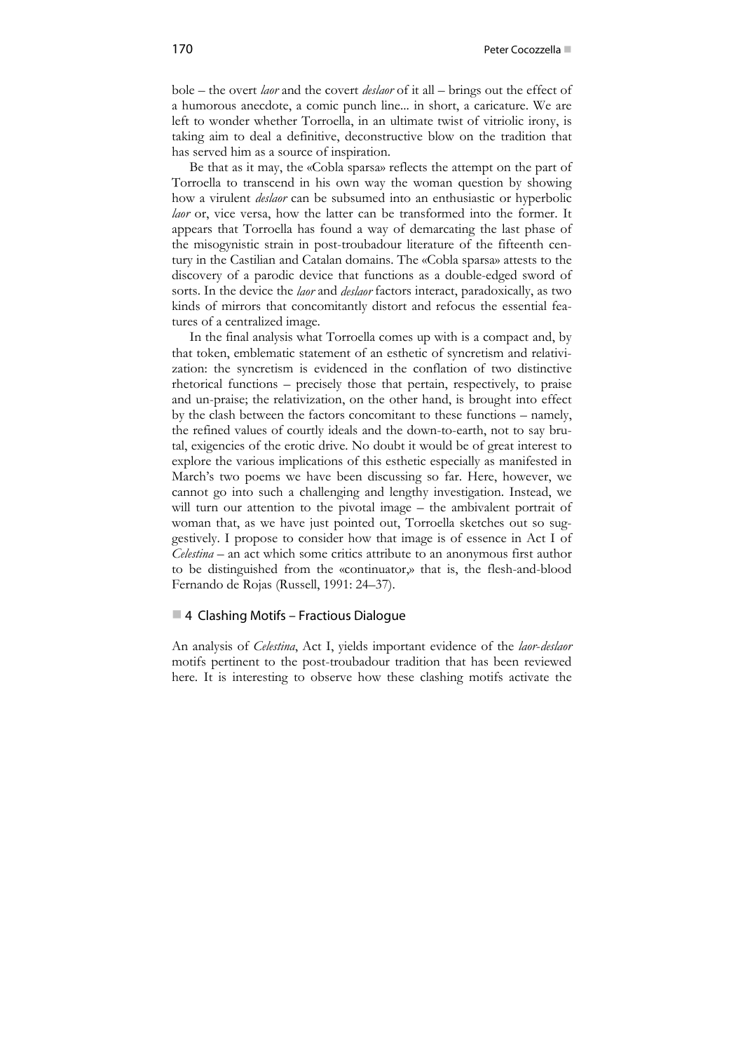bole – the overt *laor* and the covert *deslaor* of it all – brings out the effect of a humorous anecdote, a comic punch line... in short, a caricature. We are left to wonder whether Torroella, in an ultimate twist of vitriolic irony, is taking aim to deal a definitive, deconstructive blow on the tradition that has served him as a source of inspiration.

Be that as it may, the «Cobla sparsa» reflects the attempt on the part of Torroella to transcend in his own way the woman question by showing how a virulent *deslaor* can be subsumed into an enthusiastic or hyperbolic *laor* or, vice versa, how the latter can be transformed into the former. It appears that Torroella has found a way of demarcating the last phase of the misogynistic strain in post-troubadour literature of the fifteenth century in the Castilian and Catalan domains. The «Cobla sparsa» attests to the discovery of a parodic device that functions as a double-edged sword of sorts. In the device the *laor* and *deslaor* factors interact, paradoxically, as two kinds of mirrors that concomitantly distort and refocus the essential features of a centralized image.

In the final analysis what Torroella comes up with is a compact and, by that token, emblematic statement of an esthetic of syncretism and relativization: the syncretism is evidenced in the conflation of two distinctive rhetorical functions – precisely those that pertain, respectively, to praise and un-praise; the relativization, on the other hand, is brought into effect by the clash between the factors concomitant to these functions – namely, the refined values of courtly ideals and the down-to-earth, not to say brutal, exigencies of the erotic drive. No doubt it would be of great interest to explore the various implications of this esthetic especially as manifested in March's two poems we have been discussing so far. Here, however, we cannot go into such a challenging and lengthy investigation. Instead, we will turn our attention to the pivotal image – the ambivalent portrait of woman that, as we have just pointed out, Torroella sketches out so suggestively. I propose to consider how that image is of essence in Act I of *Celestina* – an act which some critics attribute to an anonymous first author to be distinguished from the «continuator,» that is, the flesh-and-blood Fernando de Rojas (Russell, 1991: 24–37).

## 4 Clashing Motifs – Fractious Dialogue

An analysis of *Celestina*, Act I, yields important evidence of the *laor-deslaor* motifs pertinent to the post-troubadour tradition that has been reviewed here. It is interesting to observe how these clashing motifs activate the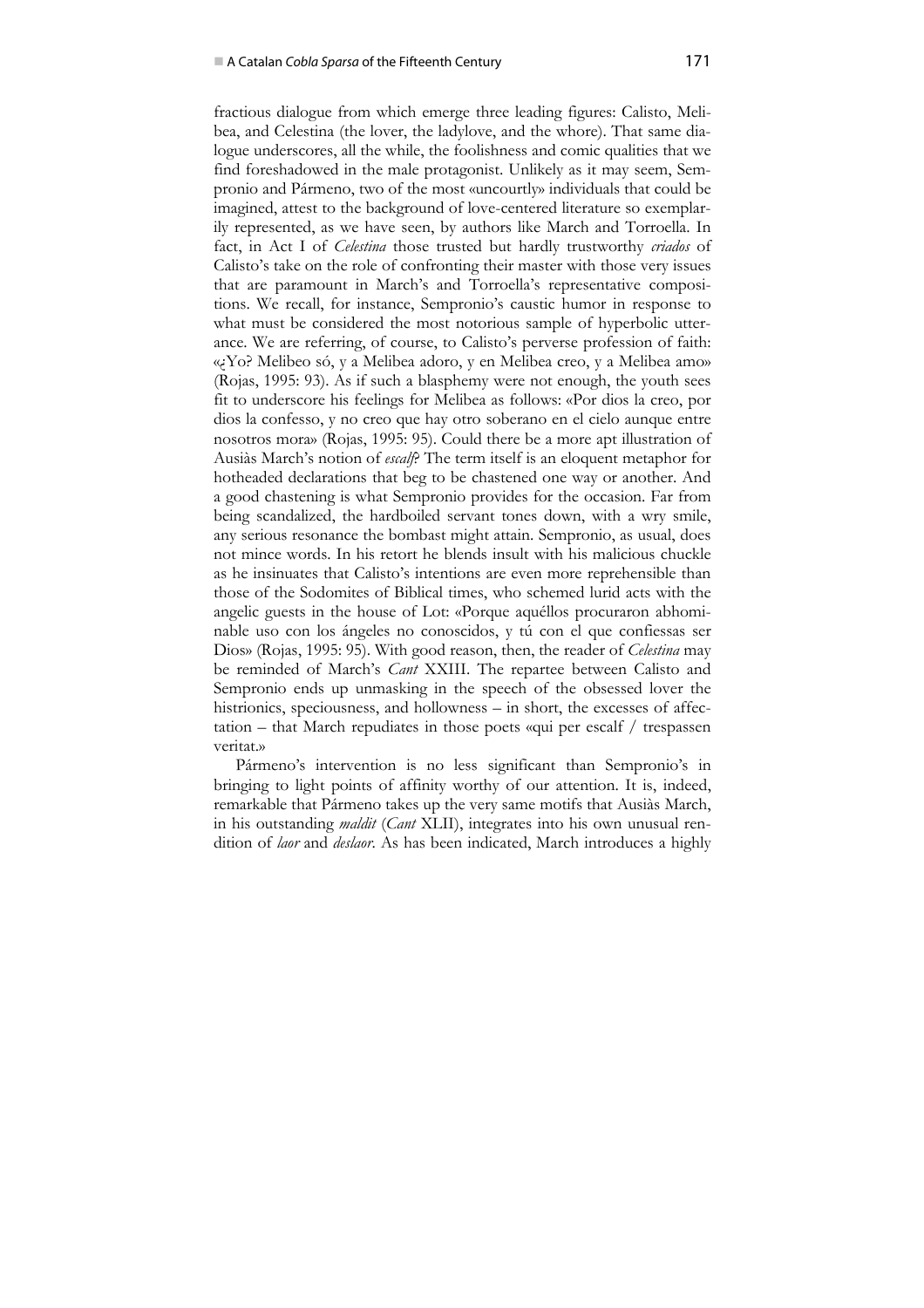fractious dialogue from which emerge three leading figures: Calisto, Melibea, and Celestina (the lover, the ladylove, and the whore). That same dialogue underscores, all the while, the foolishness and comic qualities that we find foreshadowed in the male protagonist. Unlikely as it may seem, Sempronio and Pármeno, two of the most «uncourtly» individuals that could be imagined, attest to the background of love-centered literature so exemplarily represented, as we have seen, by authors like March and Torroella. In fact, in Act I of *Celestina* those trusted but hardly trustworthy *criados* of Calisto's take on the role of confronting their master with those very issues that are paramount in March's and Torroella's representative compositions. We recall, for instance, Sempronio's caustic humor in response to what must be considered the most notorious sample of hyperbolic utterance. We are referring, of course, to Calisto's perverse profession of faith: «¿Yo? Melibeo só, y a Melibea adoro, y en Melibea creo, y a Melibea amo» (Rojas, 1995: 93). As if such a blasphemy were not enough, the youth sees fit to underscore his feelings for Melibea as follows: «Por dios la creo, por dios la confesso, y no creo que hay otro soberano en el cielo aunque entre nosotros mora» (Rojas, 1995: 95). Could there be a more apt illustration of Ausiàs March's notion of *escalf*? The term itself is an eloquent metaphor for hotheaded declarations that beg to be chastened one way or another. And a good chastening is what Sempronio provides for the occasion. Far from being scandalized, the hardboiled servant tones down, with a wry smile, any serious resonance the bombast might attain. Sempronio, as usual, does not mince words. In his retort he blends insult with his malicious chuckle as he insinuates that Calisto's intentions are even more reprehensible than those of the Sodomites of Biblical times, who schemed lurid acts with the angelic guests in the house of Lot: «Porque aquéllos procuraron abhominable uso con los ángeles no conoscidos, y tú con el que confiessas ser Dios» (Rojas, 1995: 95). With good reason, then, the reader of *Celestina* may be reminded of March's *Cant* XXIII. The repartee between Calisto and Sempronio ends up unmasking in the speech of the obsessed lover the histrionics, speciousness, and hollowness – in short, the excesses of affectation – that March repudiates in those poets «qui per escalf / trespassen veritat.»

Pármeno's intervention is no less significant than Sempronio's in bringing to light points of affinity worthy of our attention. It is, indeed, remarkable that Pármeno takes up the very same motifs that Ausiàs March, in his outstanding *maldit* (*Cant* XLII), integrates into his own unusual rendition of *laor* and *deslaor*. As has been indicated, March introduces a highly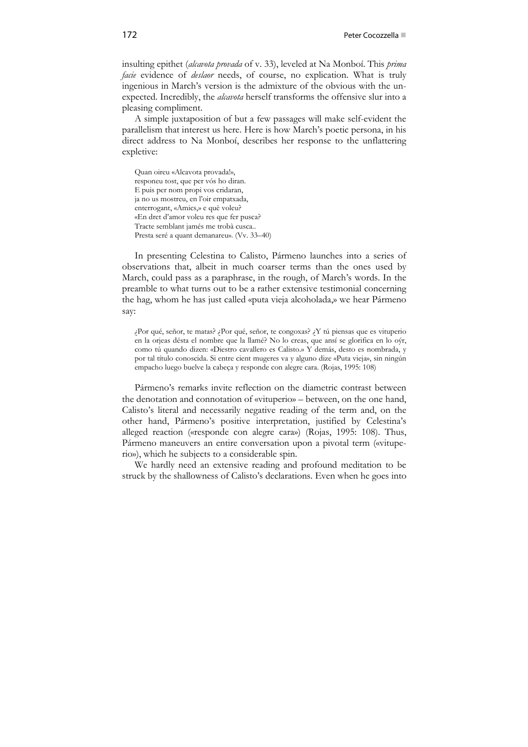insulting epithet (*alcavota provada* of v. 33), leveled at Na Monboí. This *prima facie* evidence of *deslaor* needs, of course, no explication. What is truly ingenious in March's version is the admixture of the obvious with the unexpected. Incredibly, the *alcavota* herself transforms the offensive slur into a pleasing compliment.

A simple juxtaposition of but a few passages will make self-evident the parallelism that interest us here. Here is how March's poetic persona, in his direct address to Na Monboí, describes her response to the unflattering expletive:

> Quan oireu «Alcavota provada!»,
> responeu tost, que per vós ho diran.
> E puis per nom propi vos cridaran,
> ja no us mostreu, en l'oir empatxada,
> enterrogant, «Amics,» e què voleu?
> «En dret d'amor voleu res que fer pusca?
> Tracte semblant jamés me trobà cusca..
> Presta seré a quant demanareu». (Vv. 33–40)

In presenting Celestina to Calisto, Pármeno launches into a series of observations that, albeit in much coarser terms than the ones used by March, could pass as a paraphrase, in the rough, of March's words. In the preamble to what turns out to be a rather extensive testimonial concerning the hag, whom he has just called «puta vieja alcoholada,» we hear Pármeno say:

> ¿Por qué, señor, te matas? ¿Por qué, señor, te congoxas? ¿Y tú piensas que es vituperio en la orjeas désta el nombre que la llamé? No lo creas, que ansí se glorifica en lo oýr, como tú quando dizen: «Diestro cavallero es Calisto.» Y demás, desto es nombrada, y por tal título conoscida. Si entre cient mugeres va y alguno dize «Puta vieja», sin ningún empacho luego buelve la cabeça y responde con alegre cara. (Rojas, 1995: 108)

Pármeno's remarks invite reflection on the diametric contrast between the denotation and connotation of «vituperio» – between, on the one hand, Calisto's literal and necessarily negative reading of the term and, on the other hand, Pármeno's positive interpretation, justified by Celestina's alleged reaction («responde con alegre cara») (Rojas, 1995: 108). Thus, Pármeno maneuvers an entire conversation upon a pivotal term («vituperio»), which he subjects to a considerable spin.

We hardly need an extensive reading and profound meditation to be struck by the shallowness of Calisto's declarations. Even when he goes into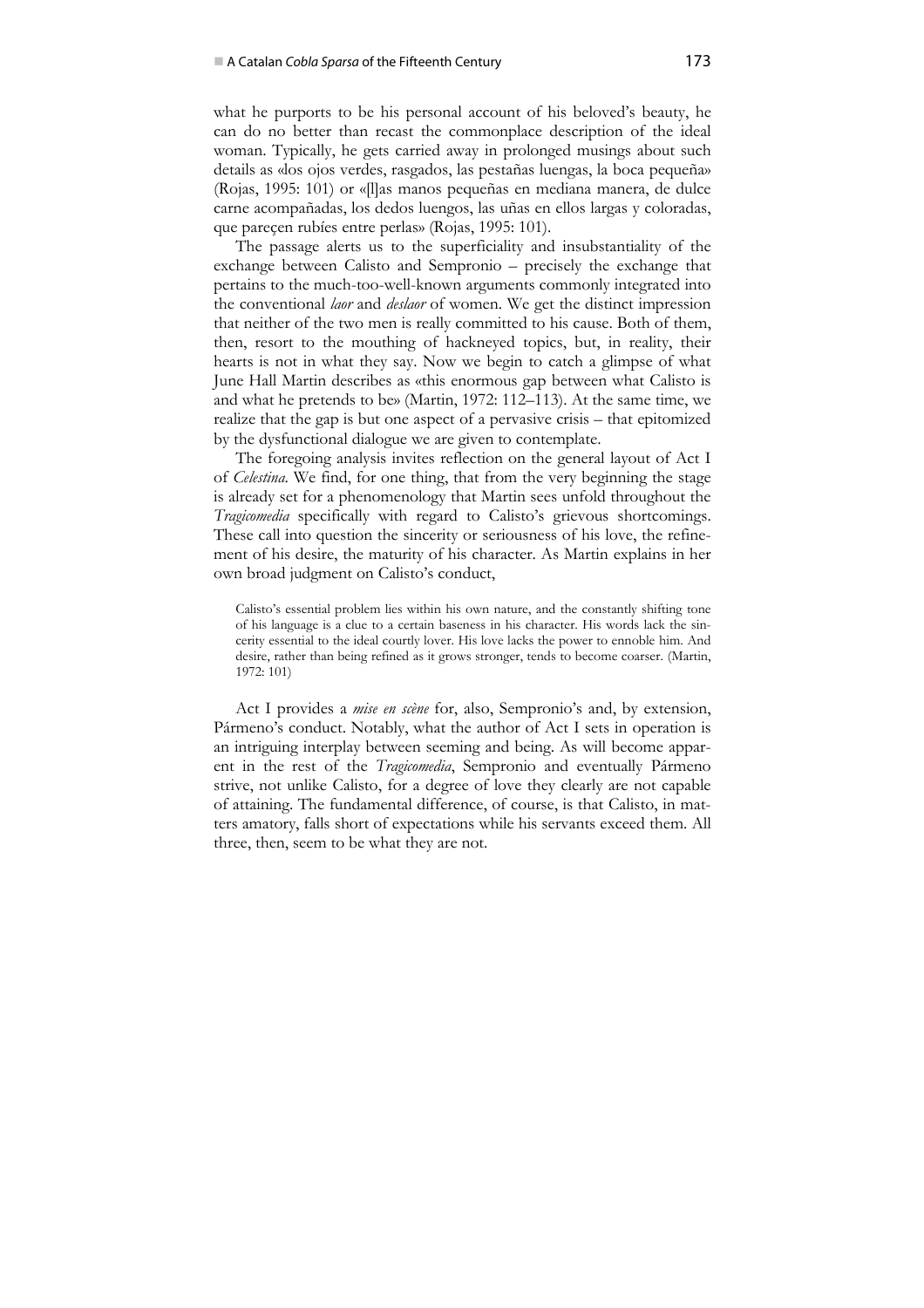what he purports to be his personal account of his beloved's beauty, he can do no better than recast the commonplace description of the ideal woman. Typically, he gets carried away in prolonged musings about such details as «los ojos verdes, rasgados, las pestañas luengas, la boca pequeña» (Rojas, 1995: 101) or «[l]as manos pequeñas en mediana manera, de dulce carne acompañadas, los dedos luengos, las uñas en ellos largas y coloradas, que pareçen rubíes entre perlas» (Rojas, 1995: 101).

The passage alerts us to the superficiality and insubstantiality of the exchange between Calisto and Sempronio – precisely the exchange that pertains to the much-too-well-known arguments commonly integrated into the conventional *laor* and *deslaor* of women. We get the distinct impression that neither of the two men is really committed to his cause. Both of them, then, resort to the mouthing of hackneyed topics, but, in reality, their hearts is not in what they say. Now we begin to catch a glimpse of what June Hall Martin describes as «this enormous gap between what Calisto is and what he pretends to be» (Martin, 1972: 112–113). At the same time, we realize that the gap is but one aspect of a pervasive crisis – that epitomized by the dysfunctional dialogue we are given to contemplate.

The foregoing analysis invites reflection on the general layout of Act I of *Celestina*. We find, for one thing, that from the very beginning the stage is already set for a phenomenology that Martin sees unfold throughout the *Tragicomedia* specifically with regard to Calisto's grievous shortcomings. These call into question the sincerity or seriousness of his love, the refinement of his desire, the maturity of his character. As Martin explains in her own broad judgment on Calisto's conduct,

> Calisto's essential problem lies within his own nature, and the constantly shifting tone of his language is a clue to a certain baseness in his character. His words lack the sincerity essential to the ideal courtly lover. His love lacks the power to ennoble him. And desire, rather than being refined as it grows stronger, tends to become coarser. (Martin, 1972: 101)

Act I provides a *mise en scène* for, also, Sempronio's and, by extension, Pármeno's conduct. Notably, what the author of Act I sets in operation is an intriguing interplay between seeming and being. As will become apparent in the rest of the *Tragicomedia*, Sempronio and eventually Pármeno strive, not unlike Calisto, for a degree of love they clearly are not capable of attaining. The fundamental difference, of course, is that Calisto, in matters amatory, falls short of expectations while his servants exceed them. All three, then, seem to be what they are not.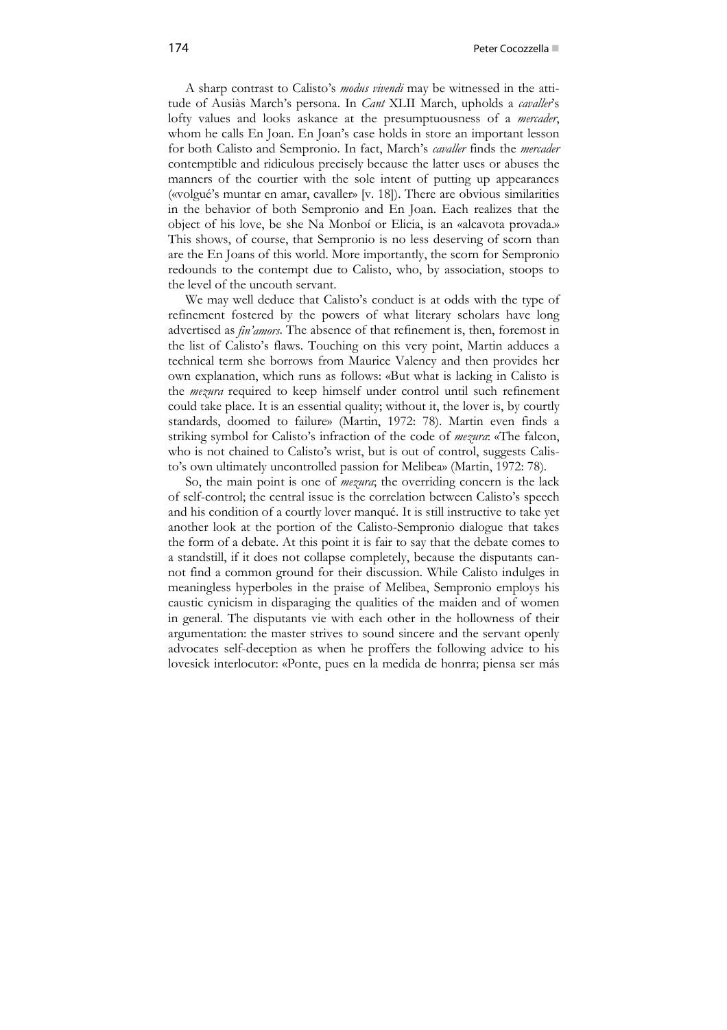A sharp contrast to Calisto's *modus vivendi* may be witnessed in the attitude of Ausiàs March's persona. In *Cant* XLII March, upholds a *cavaller*'s lofty values and looks askance at the presumptuousness of a *mercader*, whom he calls En Joan. En Joan's case holds in store an important lesson for both Calisto and Sempronio. In fact, March's *cavaller* finds the *mercader* contemptible and ridiculous precisely because the latter uses or abuses the manners of the courtier with the sole intent of putting up appearances («volgué's muntar en amar, cavaller» [v. 18]). There are obvious similarities in the behavior of both Sempronio and En Joan. Each realizes that the object of his love, be she Na Monboí or Elicia, is an «alcavota provada.» This shows, of course, that Sempronio is no less deserving of scorn than are the En Joans of this world. More importantly, the scorn for Sempronio redounds to the contempt due to Calisto, who, by association, stoops to the level of the uncouth servant.

We may well deduce that Calisto's conduct is at odds with the type of refinement fostered by the powers of what literary scholars have long advertised as *fin'amors*. The absence of that refinement is, then, foremost in the list of Calisto's flaws. Touching on this very point, Martin adduces a technical term she borrows from Maurice Valency and then provides her own explanation, which runs as follows: «But what is lacking in Calisto is the *mezura* required to keep himself under control until such refinement could take place. It is an essential quality; without it, the lover is, by courtly standards, doomed to failure» (Martin, 1972: 78). Martin even finds a striking symbol for Calisto's infraction of the code of *mezura*: «The falcon, who is not chained to Calisto's wrist, but is out of control, suggests Calisto's own ultimately uncontrolled passion for Melibea» (Martin, 1972: 78).

So, the main point is one of *mezura*; the overriding concern is the lack of self-control; the central issue is the correlation between Calisto's speech and his condition of a courtly lover manqué. It is still instructive to take yet another look at the portion of the Calisto-Sempronio dialogue that takes the form of a debate. At this point it is fair to say that the debate comes to a standstill, if it does not collapse completely, because the disputants cannot find a common ground for their discussion. While Calisto indulges in meaningless hyperboles in the praise of Melibea, Sempronio employs his caustic cynicism in disparaging the qualities of the maiden and of women in general. The disputants vie with each other in the hollowness of their argumentation: the master strives to sound sincere and the servant openly advocates self-deception as when he proffers the following advice to his lovesick interlocutor: «Ponte, pues en la medida de honrra; piensa ser más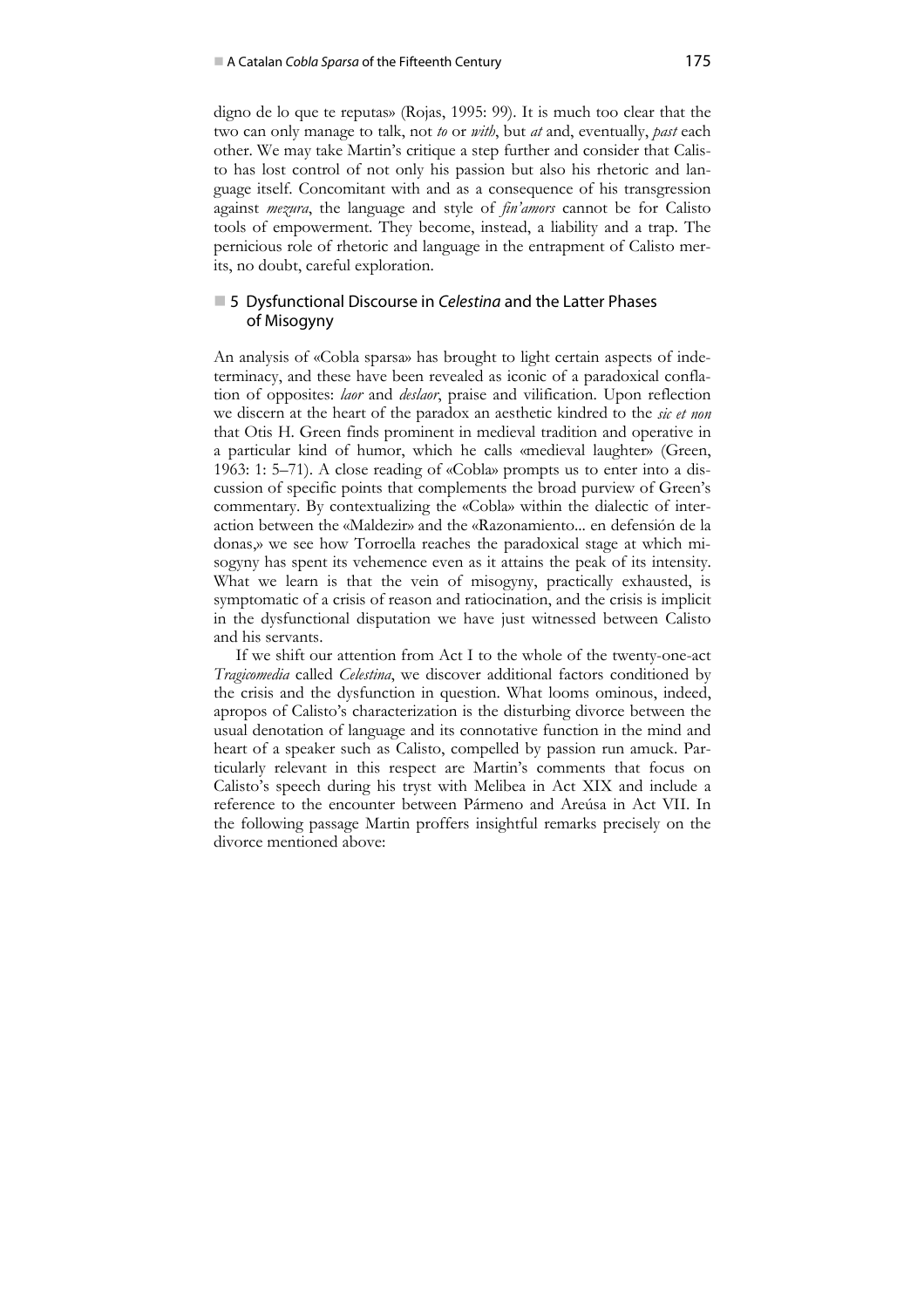digno de lo que te reputas» (Rojas, 1995: 99). It is much too clear that the two can only manage to talk, not *to* or *with*, but *at* and, eventually, *past* each other. We may take Martin's critique a step further and consider that Calisto has lost control of not only his passion but also his rhetoric and language itself. Concomitant with and as a consequence of his transgression against *mezura*, the language and style of *fin'amors* cannot be for Calisto tools of empowerment. They become, instead, a liability and a trap. The pernicious role of rhetoric and language in the entrapment of Calisto merits, no doubt, careful exploration.

## 5 Dysfunctional Discourse in *Celestina* and the Latter Phases of Misogyny

An analysis of «Cobla sparsa» has brought to light certain aspects of indeterminacy, and these have been revealed as iconic of a paradoxical conflation of opposites: *laor* and *deslaor*, praise and vilification. Upon reflection we discern at the heart of the paradox an aesthetic kindred to the *sic et non* that Otis H. Green finds prominent in medieval tradition and operative in a particular kind of humor, which he calls «medieval laughter» (Green, 1963: 1: 5–71). A close reading of «Cobla» prompts us to enter into a discussion of specific points that complements the broad purview of Green's commentary. By contextualizing the «Cobla» within the dialectic of interaction between the «Maldezir» and the «Razonamiento... en defensión de la donas,» we see how Torroella reaches the paradoxical stage at which misogyny has spent its vehemence even as it attains the peak of its intensity. What we learn is that the vein of misogyny, practically exhausted, is symptomatic of a crisis of reason and ratiocination, and the crisis is implicit in the dysfunctional disputation we have just witnessed between Calisto and his servants.

If we shift our attention from Act I to the whole of the twenty-one-act *Tragicomedia* called *Celestina*, we discover additional factors conditioned by the crisis and the dysfunction in question. What looms ominous, indeed, apropos of Calisto's characterization is the disturbing divorce between the usual denotation of language and its connotative function in the mind and heart of a speaker such as Calisto, compelled by passion run amuck. Particularly relevant in this respect are Martin's comments that focus on Calisto's speech during his tryst with Melibea in Act XIX and include a reference to the encounter between Pármeno and Areúsa in Act VII. In the following passage Martin proffers insightful remarks precisely on the divorce mentioned above: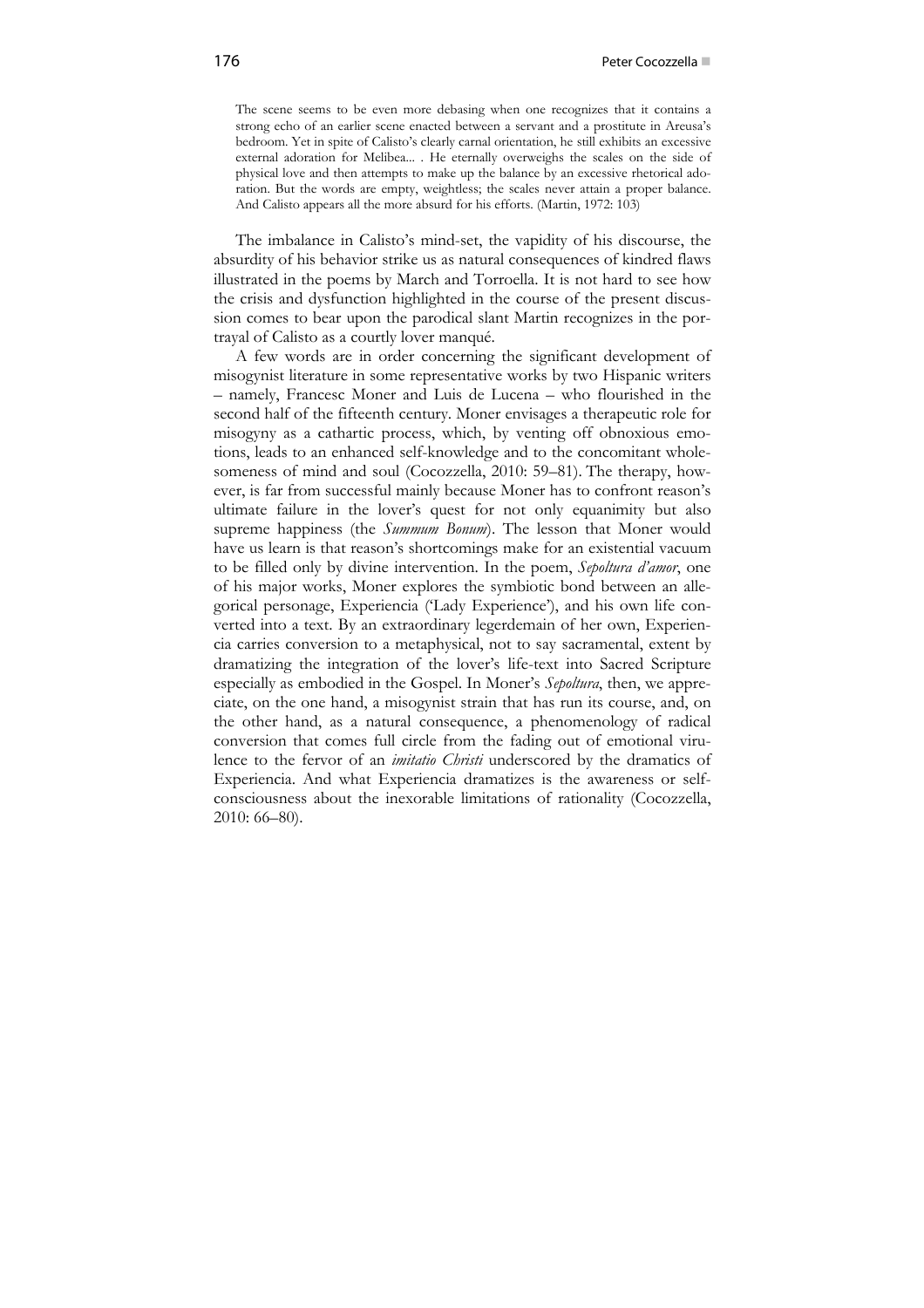> The scene seems to be even more debasing when one recognizes that it contains a strong echo of an earlier scene enacted between a servant and a prostitute in Areusa's bedroom. Yet in spite of Calisto's clearly carnal orientation, he still exhibits an excessive external adoration for Melibea... . He eternally overweighs the scales on the side of physical love and then attempts to make up the balance by an excessive rhetorical adoration. But the words are empty, weightless; the scales never attain a proper balance. And Calisto appears all the more absurd for his efforts. (Martin, 1972: 103)

The imbalance in Calisto's mind-set, the vapidity of his discourse, the absurdity of his behavior strike us as natural consequences of kindred flaws illustrated in the poems by March and Torroella. It is not hard to see how the crisis and dysfunction highlighted in the course of the present discussion comes to bear upon the parodical slant Martin recognizes in the portrayal of Calisto as a courtly lover manqué.

A few words are in order concerning the significant development of misogynist literature in some representative works by two Hispanic writers – namely, Francesc Moner and Luis de Lucena – who flourished in the second half of the fifteenth century. Moner envisages a therapeutic role for misogyny as a cathartic process, which, by venting off obnoxious emotions, leads to an enhanced self-knowledge and to the concomitant wholesomeness of mind and soul (Cocozzella, 2010: 59–81). The therapy, however, is far from successful mainly because Moner has to confront reason's ultimate failure in the lover's quest for not only equanimity but also supreme happiness (the *Summum Bonum*). The lesson that Moner would have us learn is that reason's shortcomings make for an existential vacuum to be filled only by divine intervention. In the poem, *Sepoltura d'amor*, one of his major works, Moner explores the symbiotic bond between an allegorical personage, Experiencia ('Lady Experience'), and his own life converted into a text. By an extraordinary legerdemain of her own, Experiencia carries conversion to a metaphysical, not to say sacramental, extent by dramatizing the integration of the lover's life-text into Sacred Scripture especially as embodied in the Gospel. In Moner's *Sepoltura*, then, we appreciate, on the one hand, a misogynist strain that has run its course, and, on the other hand, as a natural consequence, a phenomenology of radical conversion that comes full circle from the fading out of emotional virulence to the fervor of an *imitatio Christi* underscored by the dramatics of Experiencia. And what Experiencia dramatizes is the awareness or self-consciousness about the inexorable limitations of rationality (Cocozzella, 2010: 66–80).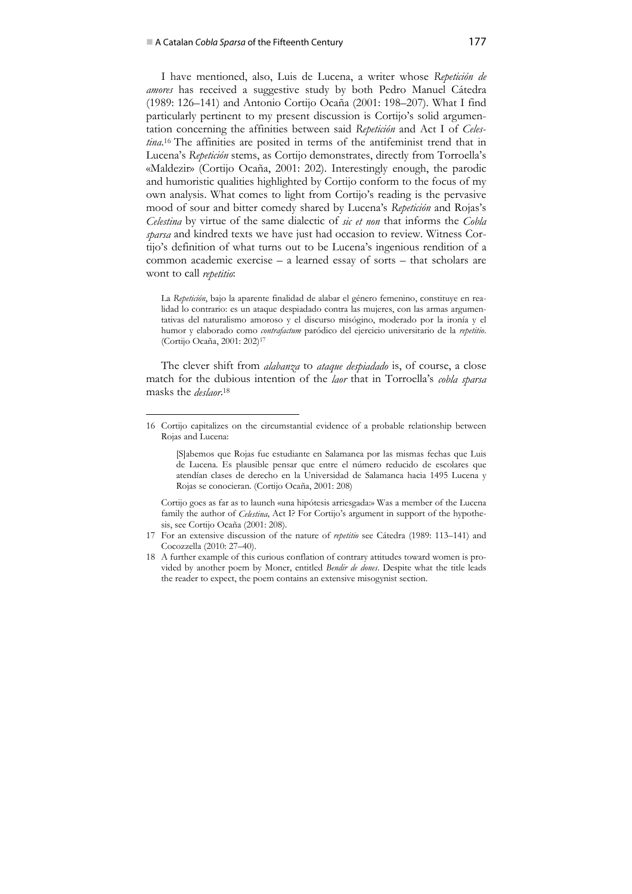I have mentioned, also, Luis de Lucena, a writer whose *Repetición de amores* has received a suggestive study by both Pedro Manuel Cátedra (1989: 126–141) and Antonio Cortijo Ocaña (2001: 198–207). What I find particularly pertinent to my present discussion is Cortijo's solid argumentation concerning the affinities between said *Repetición* and Act I of *Celestina*.[16] The affinities are posited in terms of the antifeminist trend that in Lucena's *Repetición* stems, as Cortijo demonstrates, directly from Torroella's «Maldezir» (Cortijo Ocaña, 2001: 202). Interestingly enough, the parodic and humoristic qualities highlighted by Cortijo conform to the focus of my own analysis. What comes to light from Cortijo's reading is the pervasive mood of sour and bitter comedy shared by Lucena's *Repetición* and Rojas's *Celestina* by virtue of the same dialectic of *sic et non* that informs the *Cobla sparsa* and kindred texts we have just had occasion to review. Witness Cortijo's definition of what turns out to be Lucena's ingenious rendition of a common academic exercise – a learned essay of sorts – that scholars are wont to call *repetitio*:

> La *Repetición*, bajo la aparente finalidad de alabar el género femenino, constituye en realidad lo contrario: es un ataque despiadado contra las mujeres, con las armas argumentativas del naturalismo amoroso y el discurso misógino, moderado por la ironía y el humor y elaborado como *contrafactum* paródico del ejercicio universitario de la *repetitio*. (Cortijo Ocaña, 2001: 202)[17]

The clever shift from *alabanza* to *ataque despiadado* is, of course, a close match for the dubious intention of the *laor* that in Torroella's *cobla sparsa* masks the *deslaor*.[18]

---

16 Cortijo capitalizes on the circumstantial evidence of a probable relationship between Rojas and Lucena:

> [S]abemos que Rojas fue estudiante en Salamanca por las mismas fechas que Luis de Lucena. Es plausible pensar que entre el número reducido de escolares que atendían clases de derecho en la Universidad de Salamanca hacia 1495 Lucena y Rojas se conocieran. (Cortijo Ocaña, 2001: 208)

Cortijo goes as far as to launch «una hipótesis arriesgada:» Was a member of the Lucena family the author of *Celestina*, Act I? For Cortijo's argument in support of the hypothesis, see Cortijo Ocaña (2001: 208).

17 For an extensive discussion of the nature of *repetitio* see Cátedra (1989: 113–141) and Cocozzella (2010: 27–40).

18 A further example of this curious conflation of contrary attitudes toward women is provided by another poem by Moner, entitled *Bendir de dones*. Despite what the title leads the reader to expect, the poem contains an extensive misogynist section.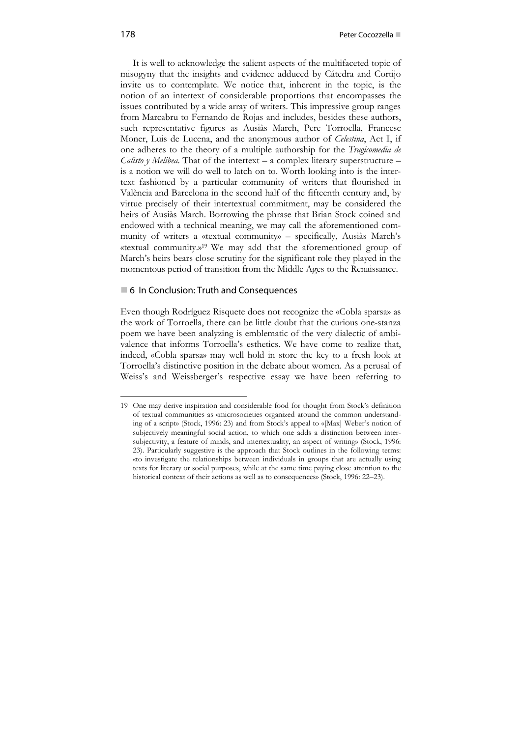It is well to acknowledge the salient aspects of the multifaceted topic of misogyny that the insights and evidence adduced by Cátedra and Cortijo invite us to contemplate. We notice that, inherent in the topic, is the notion of an intertext of considerable proportions that encompasses the issues contributed by a wide array of writers. This impressive group ranges from Marcabru to Fernando de Rojas and includes, besides these authors, such representative figures as Ausiàs March, Pere Torroella, Francesc Moner, Luis de Lucena, and the anonymous author of *Celestina*, Act I, if one adheres to the theory of a multiple authorship for the *Tragicomedia de Calisto y Melibea*. That of the intertext – a complex literary superstructure – is a notion we will do well to latch on to. Worth looking into is the intertext fashioned by a particular community of writers that flourished in València and Barcelona in the second half of the fifteenth century and, by virtue precisely of their intertextual commitment, may be considered the heirs of Ausiàs March. Borrowing the phrase that Brian Stock coined and endowed with a technical meaning, we may call the aforementioned community of writers a «textual community» – specifically, Ausiàs March's «textual community.»[19] We may add that the aforementioned group of March's heirs bears close scrutiny for the significant role they played in the momentous period of transition from the Middle Ages to the Renaissance.

## 6 In Conclusion: Truth and Consequences

Even though Rodríguez Risquete does not recognize the «Cobla sparsa» as the work of Torroella, there can be little doubt that the curious one-stanza poem we have been analyzing is emblematic of the very dialectic of ambivalence that informs Torroella's esthetics. We have come to realize that, indeed, «Cobla sparsa» may well hold in store the key to a fresh look at Torroella's distinctive position in the debate about women. As a perusal of Weiss's and Weissberger's respective essay we have been referring to

---

19 One may derive inspiration and considerable food for thought from Stock's definition of textual communities as «microsocieties organized around the common understanding of a script» (Stock, 1996: 23) and from Stock's appeal to «[Max] Weber's notion of subjectively meaningful social action, to which one adds a distinction between intersubjectivity, a feature of minds, and intertextuality, an aspect of writing» (Stock, 1996: 23). Particularly suggestive is the approach that Stock outlines in the following terms: «to investigate the relationships between individuals in groups that are actually using texts for literary or social purposes, while at the same time paying close attention to the historical context of their actions as well as to consequences» (Stock, 1996: 22–23).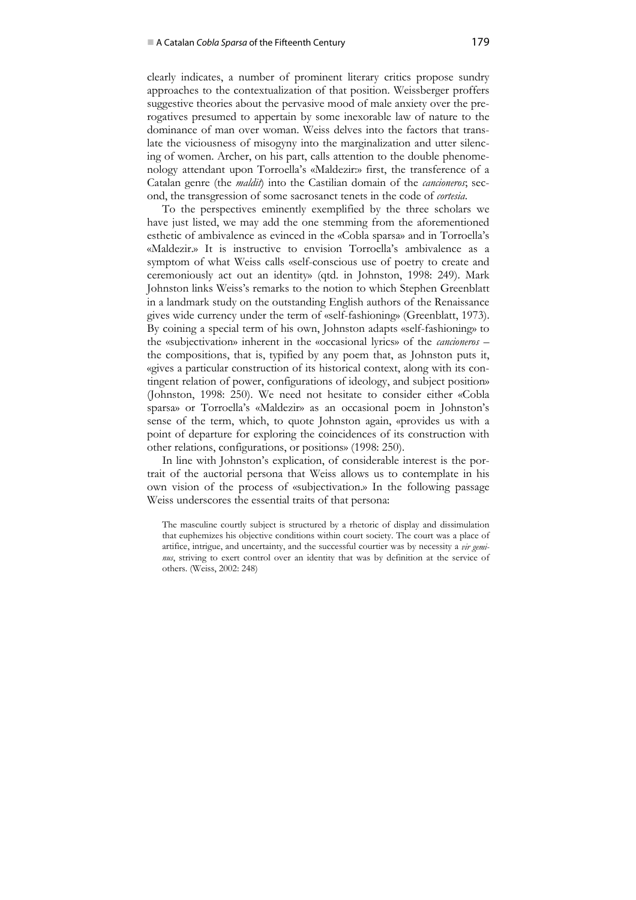clearly indicates, a number of prominent literary critics propose sundry approaches to the contextualization of that position. Weissberger proffers suggestive theories about the pervasive mood of male anxiety over the prerogatives presumed to appertain by some inexorable law of nature to the dominance of man over woman. Weiss delves into the factors that translate the viciousness of misogyny into the marginalization and utter silencing of women. Archer, on his part, calls attention to the double phenomenology attendant upon Torroella's «Maldezir:» first, the transference of a Catalan genre (the *maldit*) into the Castilian domain of the *cancioneros*; second, the transgression of some sacrosanct tenets in the code of *cortesia*.

To the perspectives eminently exemplified by the three scholars we have just listed, we may add the one stemming from the aforementioned esthetic of ambivalence as evinced in the «Cobla sparsa» and in Torroella's «Maldezir.» It is instructive to envision Torroella's ambivalence as a symptom of what Weiss calls «self-conscious use of poetry to create and ceremoniously act out an identity» (qtd. in Johnston, 1998: 249). Mark Johnston links Weiss's remarks to the notion to which Stephen Greenblatt in a landmark study on the outstanding English authors of the Renaissance gives wide currency under the term of «self-fashioning» (Greenblatt, 1973). By coining a special term of his own, Johnston adapts «self-fashioning» to the «subjectivation» inherent in the «occasional lyrics» of the *cancioneros* – the compositions, that is, typified by any poem that, as Johnston puts it, «gives a particular construction of its historical context, along with its contingent relation of power, configurations of ideology, and subject position» (Johnston, 1998: 250). We need not hesitate to consider either «Cobla sparsa» or Torroella's «Maldezir» as an occasional poem in Johnston's sense of the term, which, to quote Johnston again, «provides us with a point of departure for exploring the coincidences of its construction with other relations, configurations, or positions» (1998: 250).

In line with Johnston's explication, of considerable interest is the portrait of the auctorial persona that Weiss allows us to contemplate in his own vision of the process of «subjectivation.» In the following passage Weiss underscores the essential traits of that persona:

> The masculine courtly subject is structured by a rhetoric of display and dissimulation that euphemizes his objective conditions within court society. The court was a place of artifice, intrigue, and uncertainty, and the successful courtier was by necessity a *vir geminus*, striving to exert control over an identity that was by definition at the service of others. (Weiss, 2002: 248)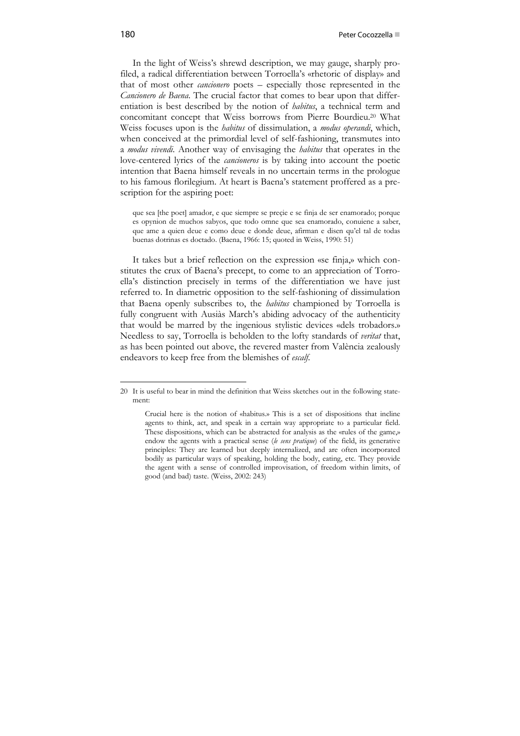In the light of Weiss's shrewd description, we may gauge, sharply profiled, a radical differentiation between Torroella's «rhetoric of display» and that of most other *cancionero* poets – especially those represented in the *Cancionero de Baena*. The crucial factor that comes to bear upon that differentiation is best described by the notion of *habitus*, a technical term and concomitant concept that Weiss borrows from Pierre Bourdieu.[20] What Weiss focuses upon is the *habitus* of dissimulation, a *modus operandi*, which, when conceived at the primordial level of self-fashioning, transmutes into a *modus vivendi*. Another way of envisaging the *habitus* that operates in the love-centered lyrics of the *cancioneros* is by taking into account the poetic intention that Baena himself reveals in no uncertain terms in the prologue to his famous florilegium. At heart is Baena's statement proffered as a prescription for the aspiring poet:

> que sea [the poet] amador, e que siempre se preçie e se finja de ser enamorado; porque es opynion de muchos sabyos, que todo omne que sea enamorado, conuiene a saber, que ame a quien deue e como deue e donde deue, afirman e disen qu'el tal de todas buenas dotrinas es doctado. (Baena, 1966: 15; quoted in Weiss, 1990: 51)

It takes but a brief reflection on the expression «se finja,» which constitutes the crux of Baena's precept, to come to an appreciation of Torroella's distinction precisely in terms of the differentiation we have just referred to. In diametric opposition to the self-fashioning of dissimulation that Baena openly subscribes to, the *habitus* championed by Torroella is fully congruent with Ausiàs March's abiding advocacy of the authenticity that would be marred by the ingenious stylistic devices «dels trobadors.» Needless to say, Torroella is beholden to the lofty standards of *veritat* that, as has been pointed out above, the revered master from València zealously endeavors to keep free from the blemishes of *escalf*.

---

20 It is useful to bear in mind the definition that Weiss sketches out in the following statement:

> Crucial here is the notion of «habitus.» This is a set of dispositions that incline agents to think, act, and speak in a certain way appropriate to a particular field. These dispositions, which can be abstracted for analysis as the «rules of the game,» endow the agents with a practical sense (*le sens pratique*) of the field, its generative principles: They are learned but deeply internalized, and are often incorporated bodily as particular ways of speaking, holding the body, eating, etc. They provide the agent with a sense of controlled improvisation, of freedom within limits, of good (and bad) taste. (Weiss, 2002: 243)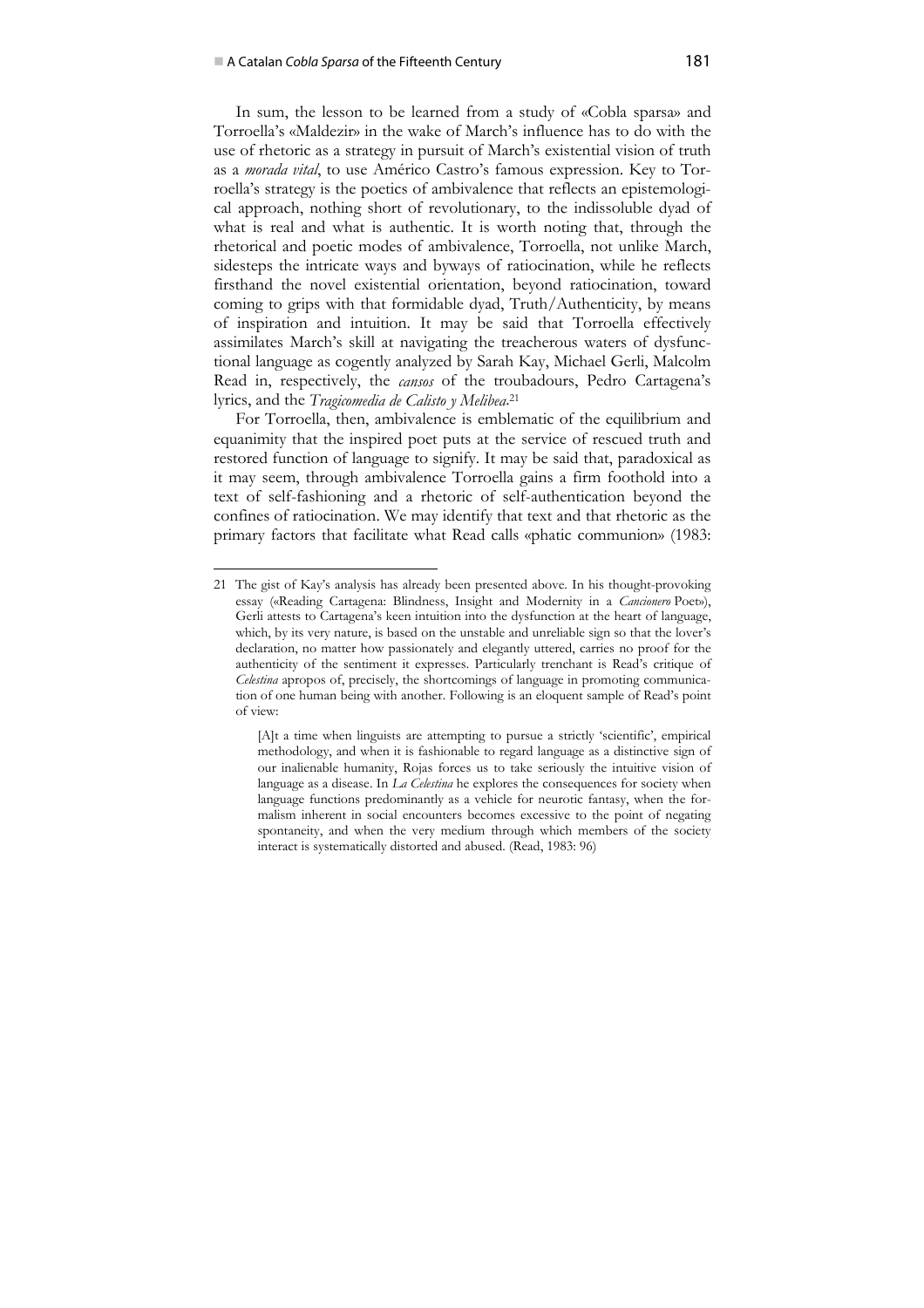In sum, the lesson to be learned from a study of «Cobla sparsa» and Torroella's «Maldezir» in the wake of March's influence has to do with the use of rhetoric as a strategy in pursuit of March's existential vision of truth as a *morada vital*, to use Américo Castro's famous expression. Key to Torroella's strategy is the poetics of ambivalence that reflects an epistemological approach, nothing short of revolutionary, to the indissoluble dyad of what is real and what is authentic. It is worth noting that, through the rhetorical and poetic modes of ambivalence, Torroella, not unlike March, sidesteps the intricate ways and byways of ratiocination, while he reflects firsthand the novel existential orientation, beyond ratiocination, toward coming to grips with that formidable dyad, Truth/Authenticity, by means of inspiration and intuition. It may be said that Torroella effectively assimilates March's skill at navigating the treacherous waters of dysfunctional language as cogently analyzed by Sarah Kay, Michael Gerli, Malcolm Read in, respectively, the *cansos* of the troubadours, Pedro Cartagena's lyrics, and the *Tragicomedia de Calisto y Melibea*.[21]

For Torroella, then, ambivalence is emblematic of the equilibrium and equanimity that the inspired poet puts at the service of rescued truth and restored function of language to signify. It may be said that, paradoxical as it may seem, through ambivalence Torroella gains a firm foothold into a text of self-fashioning and a rhetoric of self-authentication beyond the confines of ratiocination. We may identify that text and that rhetoric as the primary factors that facilitate what Read calls «phatic communion» (1983:

---

21 The gist of Kay's analysis has already been presented above. In his thought-provoking essay («Reading Cartagena: Blindness, Insight and Modernity in a *Cancionero* Poet»), Gerli attests to Cartagena's keen intuition into the dysfunction at the heart of language, which, by its very nature, is based on the unstable and unreliable sign so that the lover's declaration, no matter how passionately and elegantly uttered, carries no proof for the authenticity of the sentiment it expresses. Particularly trenchant is Read's critique of *Celestina* apropos of, precisely, the shortcomings of language in promoting communication of one human being with another. Following is an eloquent sample of Read's point of view:

> [A]t a time when linguists are attempting to pursue a strictly 'scientific', empirical methodology, and when it is fashionable to regard language as a distinctive sign of our inalienable humanity, Rojas forces us to take seriously the intuitive vision of language as a disease. In *La Celestina* he explores the consequences for society when language functions predominantly as a vehicle for neurotic fantasy, when the formalism inherent in social encounters becomes excessive to the point of negating spontaneity, and when the very medium through which members of the society interact is systematically distorted and abused. (Read, 1983: 96)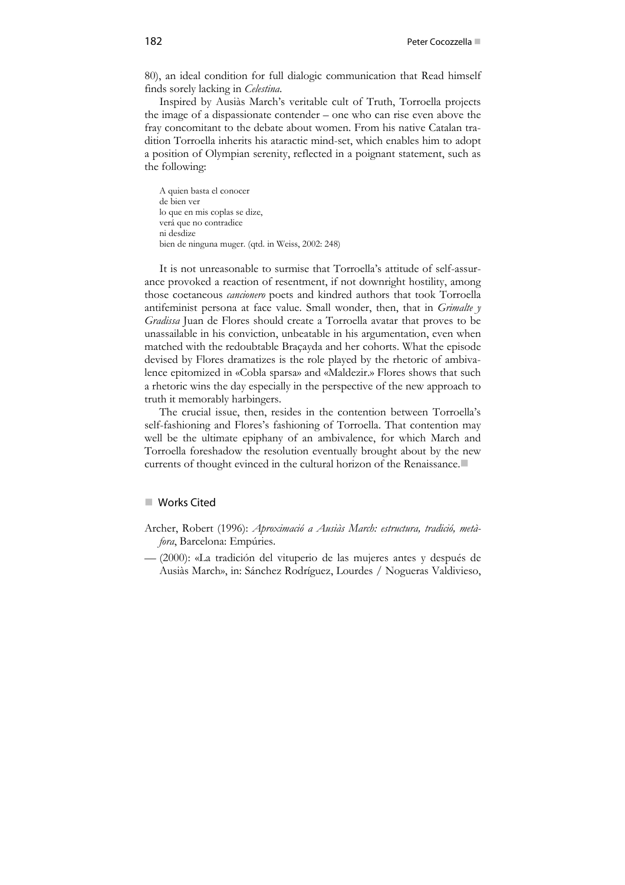80), an ideal condition for full dialogic communication that Read himself finds sorely lacking in *Celestina*.

Inspired by Ausiàs March's veritable cult of Truth, Torroella projects the image of a dispassionate contender – one who can rise even above the fray concomitant to the debate about women. From his native Catalan tradition Torroella inherits his ataractic mind-set, which enables him to adopt a position of Olympian serenity, reflected in a poignant statement, such as the following:

> A quien basta el conocer
> de bien ver
> lo que en mis coplas se dize,
> verá que no contradice
> ni desdize
> bien de ninguna muger. (qtd. in Weiss, 2002: 248)

It is not unreasonable to surmise that Torroella's attitude of self-assurance provoked a reaction of resentment, if not downright hostility, among those coetaneous *cancionero* poets and kindred authors that took Torroella antifeminist persona at face value. Small wonder, then, that in *Grimalte y Gradissa* Juan de Flores should create a Torroella avatar that proves to be unassailable in his conviction, unbeatable in his argumentation, even when matched with the redoubtable Braçayda and her cohorts. What the episode devised by Flores dramatizes is the role played by the rhetoric of ambivalence epitomized in «Cobla sparsa» and «Maldezir.» Flores shows that such a rhetoric wins the day especially in the perspective of the new approach to truth it memorably harbingers.

The crucial issue, then, resides in the contention between Torroella's self-fashioning and Flores's fashioning of Torroella. That contention may well be the ultimate epiphany of an ambivalence, for which March and Torroella foreshadow the resolution eventually brought about by the new currents of thought evinced in the cultural horizon of the Renaissance.

## Works Cited

Archer, Robert (1996): *Aproximació a Ausiàs March: estructura, tradició, metàfora*, Barcelona: Empúries.

— (2000): «La tradición del vituperio de las mujeres antes y después de Ausiàs March», in: Sánchez Rodríguez, Lourdes / Nogueras Valdivieso,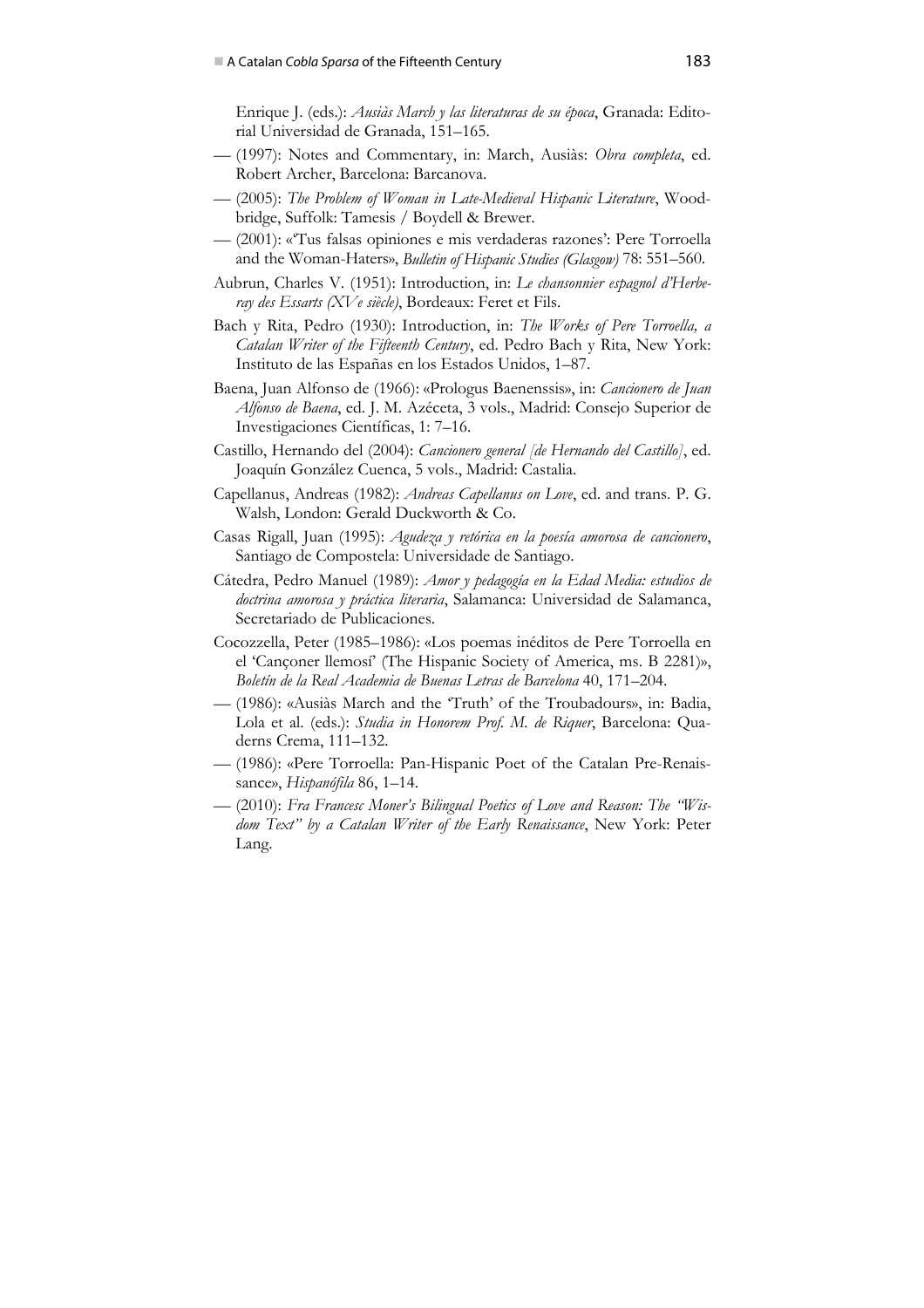Enrique J. (eds.): *Ausiàs March y las literaturas de su época*, Granada: Editorial Universidad de Granada, 151–165.

— (1997): Notes and Commentary, in: March, Ausiàs: *Obra completa*, ed. Robert Archer, Barcelona: Barcanova.

— (2005): *The Problem of Woman in Late-Medieval Hispanic Literature*, Woodbridge, Suffolk: Tamesis / Boydell & Brewer.

— (2001): «'Tus falsas opiniones e mis verdaderas razones': Pere Torroella and the Woman-Haters», *Bulletin of Hispanic Studies (Glasgow)* 78: 551–560.

Aubrun, Charles V. (1951): Introduction, in: *Le chansonnier espagnol d'Herberay des Essarts (XVe siècle)*, Bordeaux: Feret et Fils.

Bach y Rita, Pedro (1930): Introduction, in: *The Works of Pere Torroella, a Catalan Writer of the Fifteenth Century*, ed. Pedro Bach y Rita, New York: Instituto de las Españas en los Estados Unidos, 1–87.

Baena, Juan Alfonso de (1966): «Prologus Baenenssis», in: *Cancionero de Juan Alfonso de Baena*, ed. J. M. Azéceta, 3 vols., Madrid: Consejo Superior de Investigaciones Científicas, 1: 7–16.

Castillo, Hernando del (2004): *Cancionero general [de Hernando del Castillo]*, ed. Joaquín González Cuenca, 5 vols., Madrid: Castalia.

Capellanus, Andreas (1982): *Andreas Capellanus on Love*, ed. and trans. P. G. Walsh, London: Gerald Duckworth & Co.

Casas Rigall, Juan (1995): *Agudeza y retórica en la poesía amorosa de cancionero*, Santiago de Compostela: Universidade de Santiago.

Cátedra, Pedro Manuel (1989): *Amor y pedagogía en la Edad Media: estudios de doctrina amorosa y práctica literaria*, Salamanca: Universidad de Salamanca, Secretariado de Publicaciones.

Cocozzella, Peter (1985–1986): «Los poemas inéditos de Pere Torroella en el 'Cançoner llemosí' (The Hispanic Society of America, ms. B 2281)», *Boletín de la Real Academia de Buenas Letras de Barcelona* 40, 171–204.

— (1986): «Ausiàs March and the 'Truth' of the Troubadours», in: Badia, Lola et al. (eds.): *Studia in Honorem Prof. M. de Riquer*, Barcelona: Quaderns Crema, 111–132.

— (1986): «Pere Torroella: Pan-Hispanic Poet of the Catalan Pre-Renaissance», *Hispanófila* 86, 1–14.

— (2010): *Fra Francesc Moner's Bilingual Poetics of Love and Reason: The "Wisdom Text" by a Catalan Writer of the Early Renaissance*, New York: Peter Lang.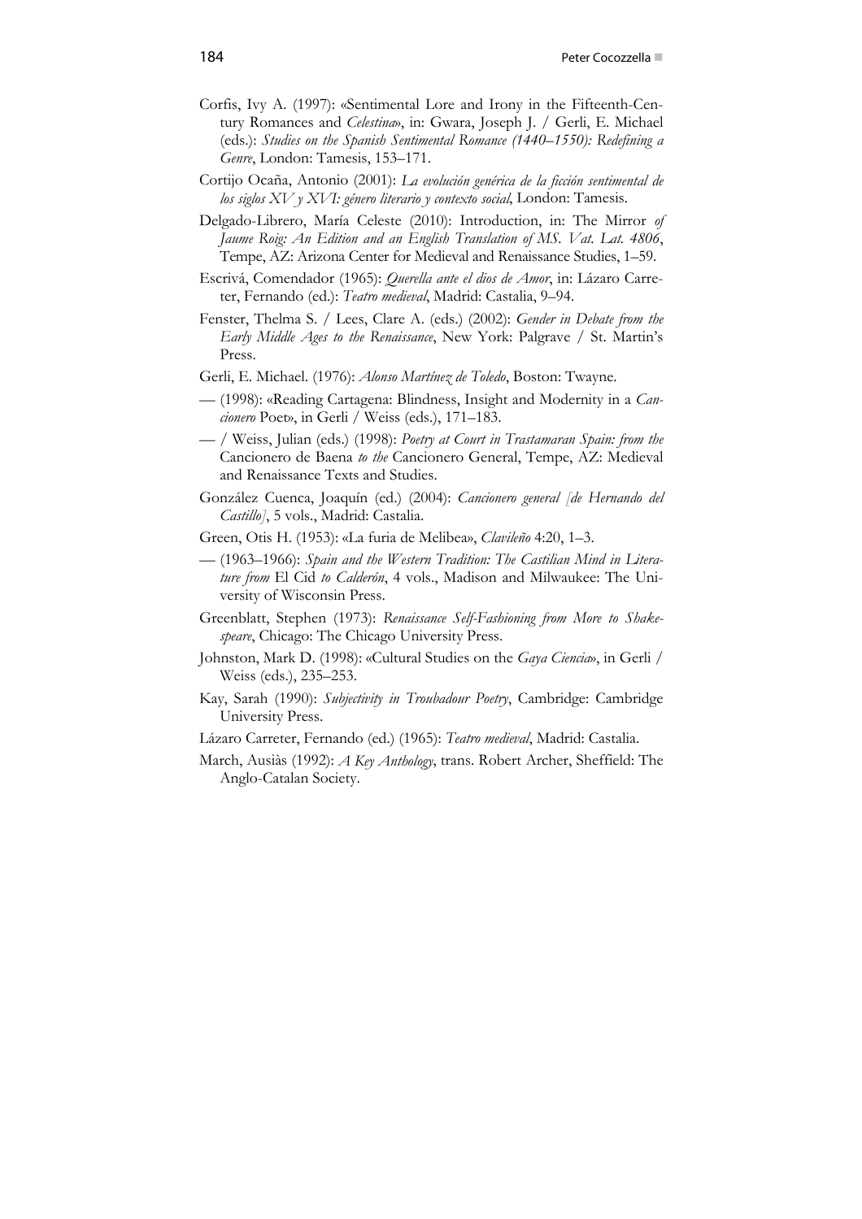Corfis, Ivy A. (1997): «Sentimental Lore and Irony in the Fifteenth-Century Romances and *Celestina*», in: Gwara, Joseph J. / Gerli, E. Michael (eds.): *Studies on the Spanish Sentimental Romance (1440–1550): Redefining a Genre*, London: Tamesis, 153–171.

Cortijo Ocaña, Antonio (2001): *La evolución genérica de la ficción sentimental de los siglos XV y XVI: género literario y contexto social*, London: Tamesis.

Delgado-Librero, María Celeste (2010): Introduction, in: The Mirror *of Jaume Roig: An Edition and an English Translation of MS. Vat. Lat. 4806*, Tempe, AZ: Arizona Center for Medieval and Renaissance Studies, 1–59.

Escrivá, Comendador (1965): *Querella ante el dios de Amor*, in: Lázaro Carreter, Fernando (ed.): *Teatro medieval*, Madrid: Castalia, 9–94.

Fenster, Thelma S. / Lees, Clare A. (eds.) (2002): *Gender in Debate from the Early Middle Ages to the Renaissance*, New York: Palgrave / St. Martin's Press.

Gerli, E. Michael. (1976): *Alonso Martínez de Toledo*, Boston: Twayne.

— (1998): «Reading Cartagena: Blindness, Insight and Modernity in a *Cancionero* Poet», in Gerli / Weiss (eds.), 171–183.

— / Weiss, Julian (eds.) (1998): *Poetry at Court in Trastamaran Spain: from the* Cancionero de Baena *to the* Cancionero General, Tempe, AZ: Medieval and Renaissance Texts and Studies.

González Cuenca, Joaquín (ed.) (2004): *Cancionero general [de Hernando del Castillo]*, 5 vols., Madrid: Castalia.

Green, Otis H. (1953): «La furia de Melibea», *Clavileño* 4:20, 1–3.

— (1963–1966): *Spain and the Western Tradition: The Castilian Mind in Literature from* El Cid *to Calderón*, 4 vols., Madison and Milwaukee: The University of Wisconsin Press.

Greenblatt, Stephen (1973): *Renaissance Self-Fashioning from More to Shakespeare*, Chicago: The Chicago University Press.

Johnston, Mark D. (1998): «Cultural Studies on the *Gaya Ciencia*», in Gerli / Weiss (eds.), 235–253.

Kay, Sarah (1990): *Subjectivity in Troubadour Poetry*, Cambridge: Cambridge University Press.

Lázaro Carreter, Fernando (ed.) (1965): *Teatro medieval*, Madrid: Castalia.

March, Ausiàs (1992): *A Key Anthology*, trans. Robert Archer, Sheffield: The Anglo-Catalan Society.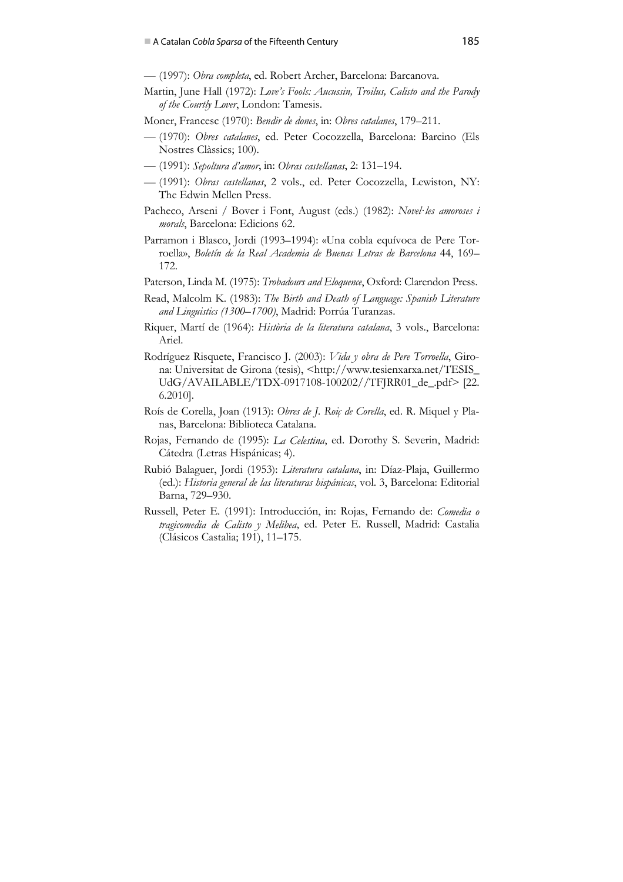— (1997): *Obra completa*, ed. Robert Archer, Barcelona: Barcanova.

Martin, June Hall (1972): *Love's Fools: Aucussin, Troilus, Calisto and the Parody of the Courtly Lover*, London: Tamesis.

Moner, Francesc (1970): *Bendir de dones*, in: *Obres catalanes*, 179–211.

— (1970): *Obres catalanes*, ed. Peter Cocozzella, Barcelona: Barcino (Els Nostres Clàssics; 100).

— (1991): *Sepoltura d'amor*, in: *Obras castellanas*, 2: 131–194.

— (1991): *Obras castellanas*, 2 vols., ed. Peter Cocozzella, Lewiston, NY: The Edwin Mellen Press.

Pacheco, Arseni / Bover i Font, August (eds.) (1982): *Novel·les amoroses i morals*, Barcelona: Edicions 62.

Parramon i Blasco, Jordi (1993–1994): «Una cobla equívoca de Pere Torroella», *Boletín de la Real Academia de Buenas Letras de Barcelona* 44, 169–172.

Paterson, Linda M. (1975): *Trobadours and Eloquence*, Oxford: Clarendon Press.

Read, Malcolm K. (1983): *The Birth and Death of Language: Spanish Literature and Linguistics (1300–1700)*, Madrid: Porrúa Turanzas.

Riquer, Martí de (1964): *Història de la literatura catalana*, 3 vols., Barcelona: Ariel.

Rodríguez Risquete, Francisco J. (2003): *Vida y obra de Pere Torroella*, Girona: Universitat de Girona (tesis), <http://www.tesienxarxa.net/TESIS_UdG/AVAILABLE/TDX-0917108-100202//TFJRR01_de_.pdf> [22.6.2010].

Roís de Corella, Joan (1913): *Obres de J. Roiç de Corella*, ed. R. Miquel y Planas, Barcelona: Biblioteca Catalana.

Rojas, Fernando de (1995): *La Celestina*, ed. Dorothy S. Severin, Madrid: Cátedra (Letras Hispánicas; 4).

Rubió Balaguer, Jordi (1953): *Literatura catalana*, in: Díaz-Plaja, Guillermo (ed.): *Historia general de las literaturas hispánicas*, vol. 3, Barcelona: Editorial Barna, 729–930.

Russell, Peter E. (1991): Introducción, in: Rojas, Fernando de: *Comedia o tragicomedia de Calisto y Melibea*, ed. Peter E. Russell, Madrid: Castalia (Clásicos Castalia; 191), 11–175.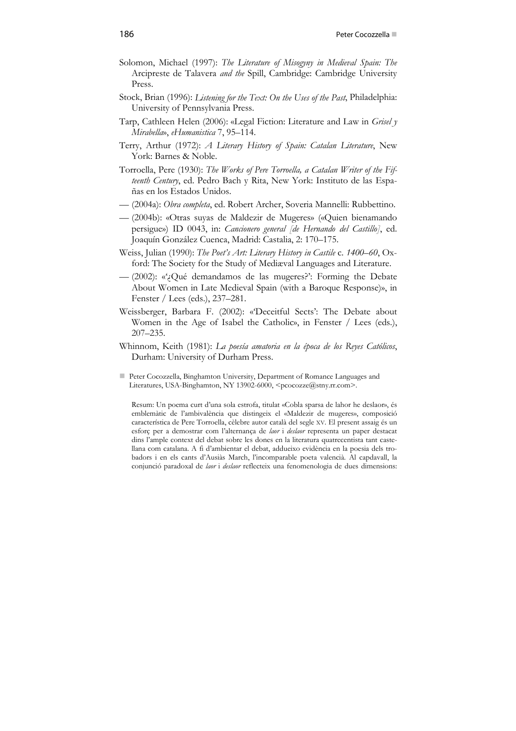Solomon, Michael (1997): *The Literature of Misogyny in Medieval Spain: The* Arcipreste de Talavera *and the* Spill, Cambridge: Cambridge University Press.

Stock, Brian (1996): *Listening for the Text: On the Uses of the Past*, Philadelphia: University of Pennsylvania Press.

Tarp, Cathleen Helen (2006): «Legal Fiction: Literature and Law in *Grisel y Mirabella*», *eHumanistica* 7, 95–114.

Terry, Arthur (1972): *A Literary History of Spain: Catalan Literature*, New York: Barnes & Noble.

Torroella, Pere (1930): *The Works of Pere Torroella, a Catalan Writer of the Fifteenth Century*, ed. Pedro Bach y Rita, New York: Instituto de las Españas en los Estados Unidos.

— (2004a): *Obra completa*, ed. Robert Archer, Soveria Mannelli: Rubbettino.

— (2004b): «Otras suyas de Maldezir de Mugeres» («Quien bienamando persigue») ID 0043, in: *Cancionero general [de Hernando del Castillo]*, ed. Joaquín González Cuenca, Madrid: Castalia, 2: 170–175.

Weiss, Julian (1990): *The Poet's Art: Literary History in Castile* c. *1400–60*, Oxford: The Society for the Study of Mediæval Languages and Literature.

— (2002): «'¿Qué demandamos de las mugeres?': Forming the Debate About Women in Late Medieval Spain (with a Baroque Response)», in Fenster / Lees (eds.), 237–281.

Weissberger, Barbara F. (2002): «'Deceitful Sects': The Debate about Women in the Age of Isabel the Catholic», in Fenster / Lees (eds.), 207–235.

Whinnom, Keith (1981): *La poesía amatoria en la época de los Reyes Católicos*, Durham: University of Durham Press.

■ Peter Cocozzella, Binghamton University, Department of Romance Languages and Literatures, USA-Binghamton, NY 13902-6000, <pcocozze@stny.rr.com>.

Resum: Un poema curt d'una sola estrofa, titulat «Cobla sparsa de lahor he deslaor», és emblemàtic de l'ambivalència que distingeix el «Maldezir de mugeres», composició característica de Pere Torroella, cèlebre autor català del segle XV. El present assaig és un esforç per a demostrar com l'alternança de *laor* i *deslaor* representa un paper destacat dins l'ample context del debat sobre les dones en la literatura quatrecentista tant castellana com catalana. A fi d'ambientar el debat, addueixo evidència en la poesia dels trobadors i en els cants d'Ausiàs March, l'incomparable poeta valencià. Al capdavall, la conjunció paradoxal de *laor* i *deslaor* reflecteix una fenomenologia de dues dimensions: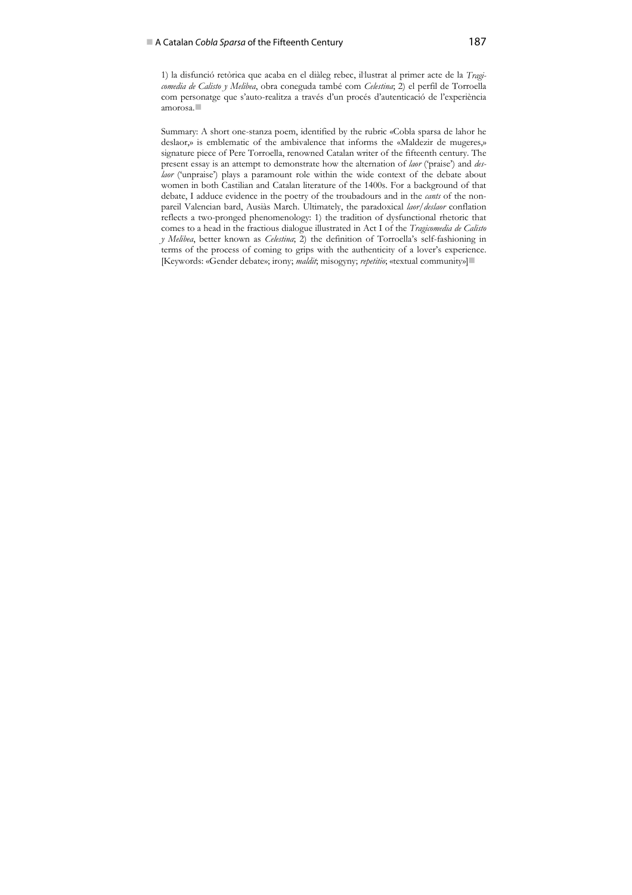1) la disfunció retòrica que acaba en el diàleg rebec, il·lustrat al primer acte de la *Tragicomedia de Calisto y Melibea*, obra coneguda també com *Celestina*; 2) el perfil de Torroella com personatge que s'auto-realitza a través d'un procés d'autenticació de l'experiència amorosa.■

Summary: A short one-stanza poem, identified by the rubric «Cobla sparsa de lahor he deslaor,» is emblematic of the ambivalence that informs the «Maldezir de mugeres,» signature piece of Pere Torroella, renowned Catalan writer of the fifteenth century. The present essay is an attempt to demonstrate how the alternation of *laor* ('praise') and *deslaor* ('unpraise') plays a paramount role within the wide context of the debate about women in both Castilian and Catalan literature of the 1400s. For a background of that debate, I adduce evidence in the poetry of the troubadours and in the *cants* of the nonpareil Valencian bard, Ausiàs March. Ultimately, the paradoxical *laor/deslaor* conflation reflects a two-pronged phenomenology: 1) the tradition of dysfunctional rhetoric that comes to a head in the fractious dialogue illustrated in Act I of the *Tragicomedia de Calisto y Melibea*, better known as *Celestina*; 2) the definition of Torroella's self-fashioning in terms of the process of coming to grips with the authenticity of a lover's experience. [Keywords: «Gender debate»; irony; *maldit*; misogyny; *repetitio*; «textual community»]■